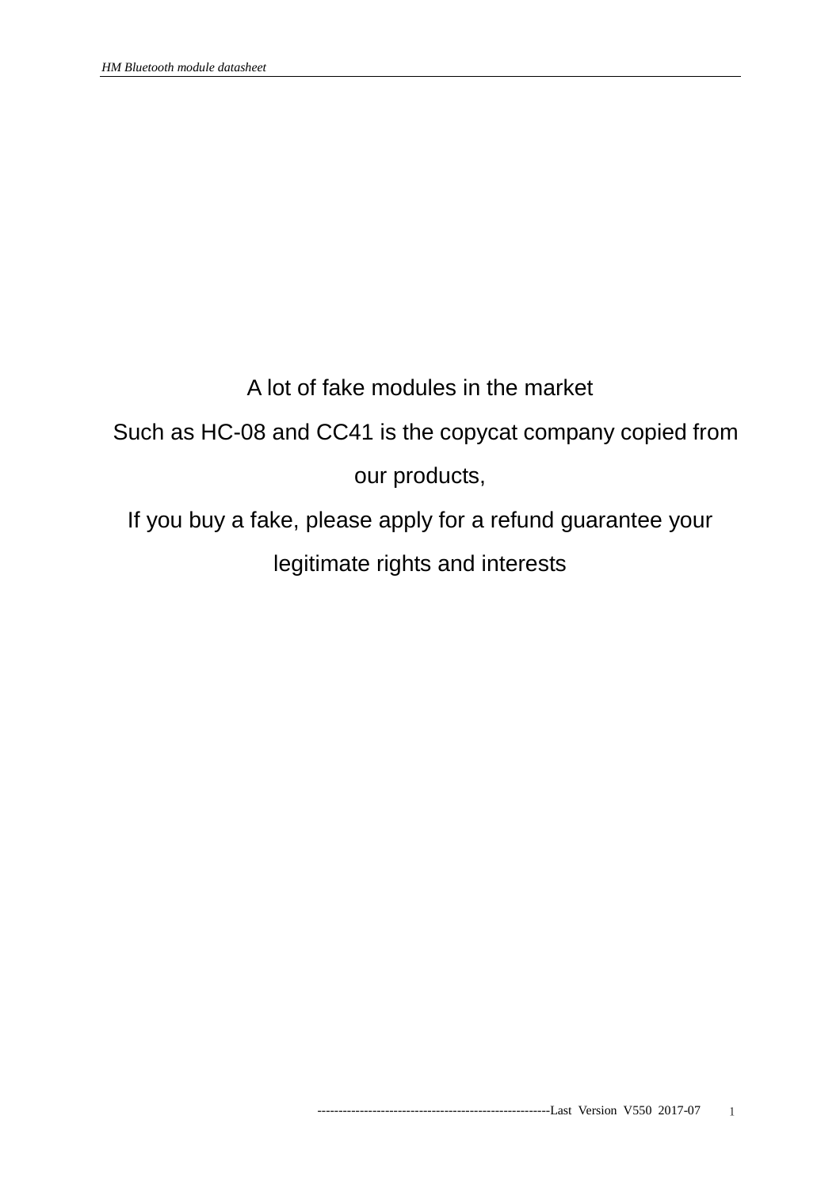A lot of fake modules in the market

Such as HC-08 and CC41 is the copycat company copied from our products,

If you buy a fake, please apply for a refund guarantee your legitimate rights and interests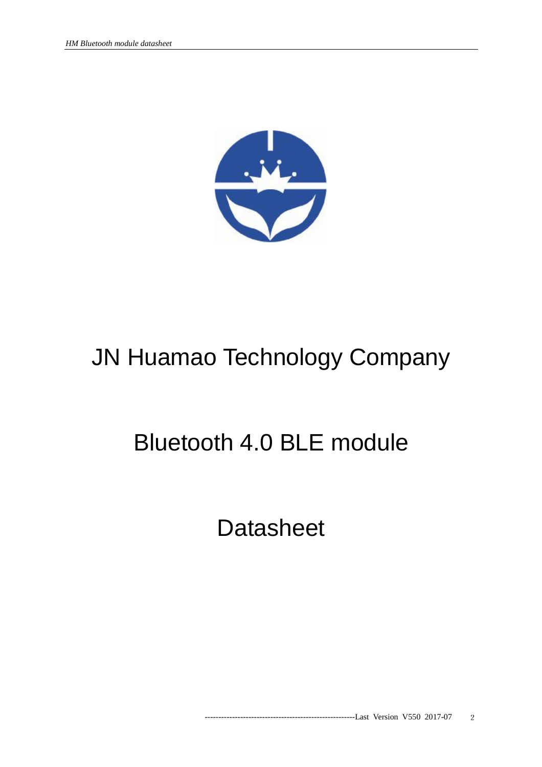# JN Huamao Technology Company

# Bluetooth 4.0 BLE module

# Datasheet

--------------------------------------------------------Last Version V550 2017-07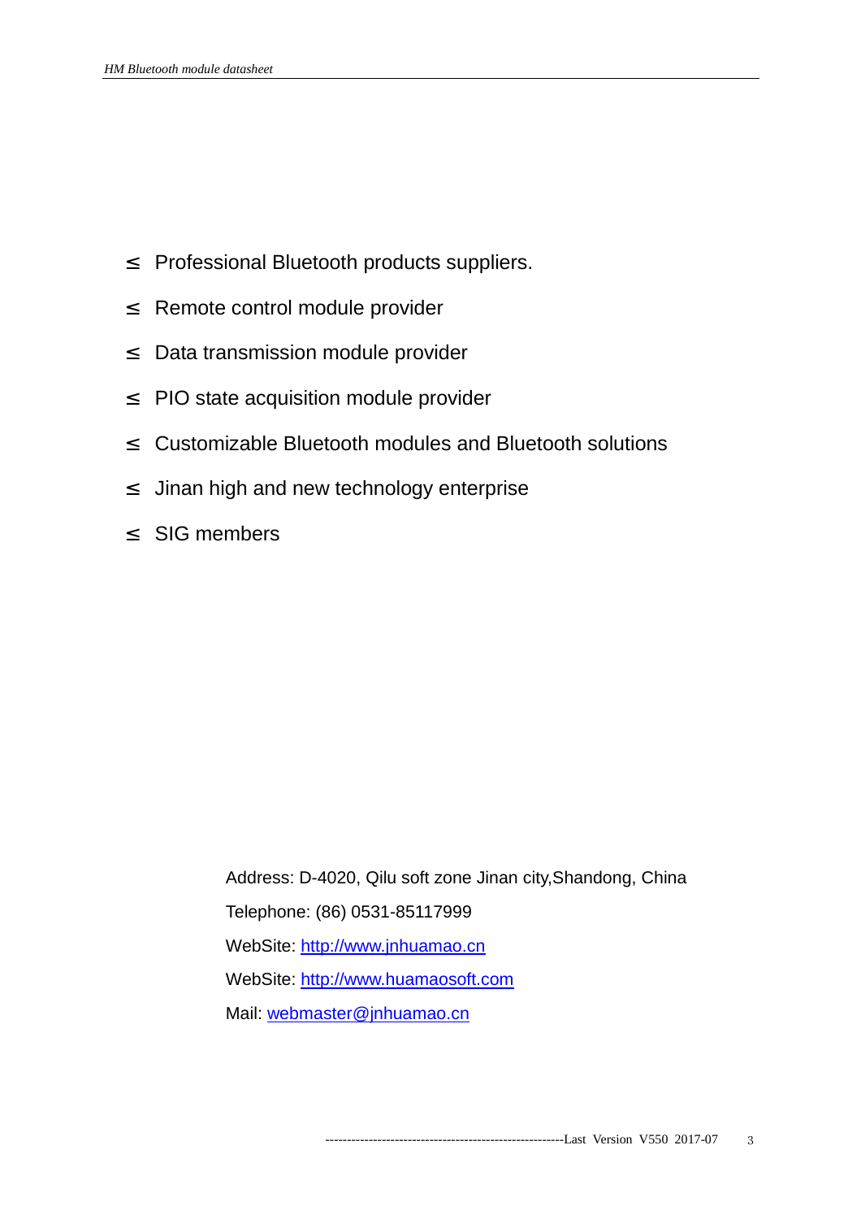- Professional Bluetooth products suppliers.
- Remote control module provider
- Data transmission module provider
- PIO state acquisition module provider
- Customizable Bluetooth modules and Bluetooth solutions
- Jinan high and new technology enterprise
- SIG members

Address: D-4020, Qilu soft zone Jinan city,Shandong, China

Telephone: (86) 0531-85117999

WebSite: http://www.jnhuamao.cn

WebSite: http://www.huamaosoft.com

Mail: webmaster@jnhuamao.cn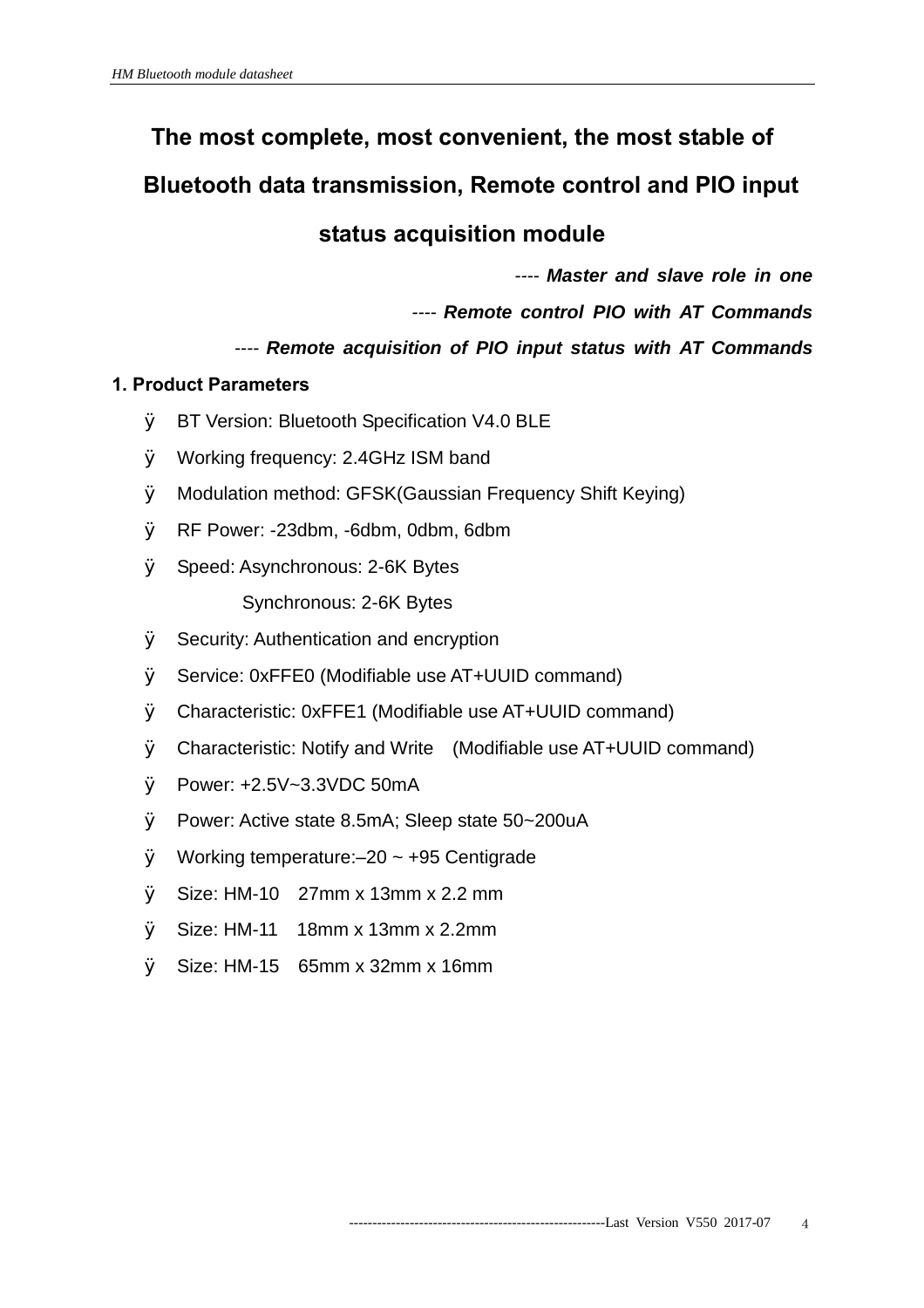# The most complete, most convenient, the most stable of Bluetooth data transmission, Remote control and PIO input status acquisition module

---- ***Master and slave role in one***

---- ***Remote control PIO with AT Commands***

---- ***Remote acquisition of PIO input status with AT Commands***

## 1. Product Parameters

- BT Version: Bluetooth Specification V4.0 BLE
- Working frequency: 2.4GHz ISM band
- Modulation method: GFSK(Gaussian Frequency Shift Keying)
- RF Power: -23dbm, -6dbm, 0dbm, 6dbm
- Speed: Asynchronous: 2-6K Bytes
  
  Synchronous: 2-6K Bytes
- Security: Authentication and encryption
- Service: 0xFFE0 (Modifiable use AT+UUID command)
- Characteristic: 0xFFE1 (Modifiable use AT+UUID command)
- Characteristic: Notify and Write (Modifiable use AT+UUID command)
- Power: +2.5V~3.3VDC 50mA
- Power: Active state 8.5mA; Sleep state 50~200uA
- Working temperature:–20 ~ +95 Centigrade
- Size: HM-10 27mm x 13mm x 2.2 mm
- Size: HM-11 18mm x 13mm x 2.2mm
- Size: HM-15 65mm x 32mm x 16mm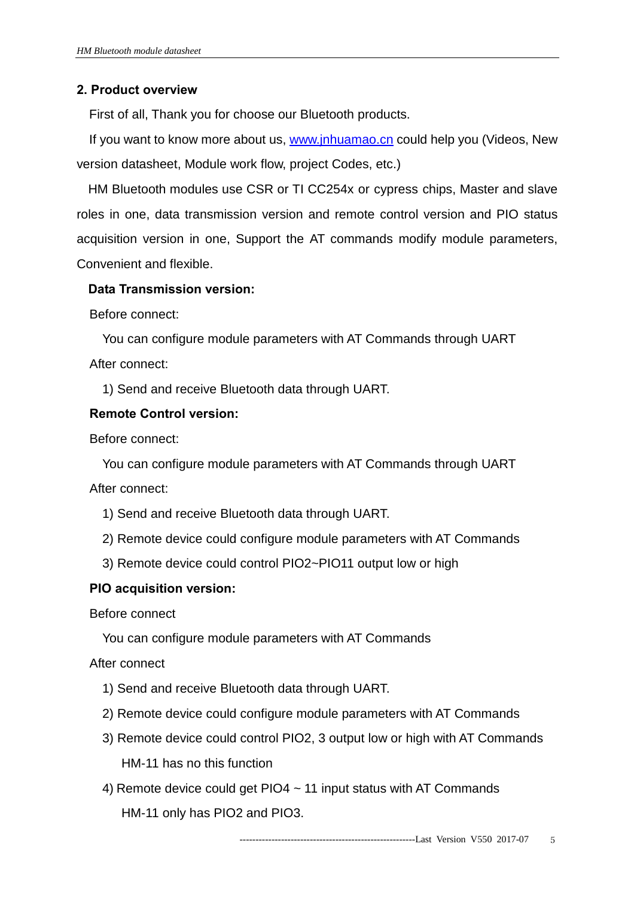## 2. Product overview

First of all, Thank you for choose our Bluetooth products.

If you want to know more about us, [www.jnhuamao.cn](http://www.jnhuamao.cn) could help you (Videos, New version datasheet, Module work flow, project Codes, etc.)

HM Bluetooth modules use CSR or TI CC254x or cypress chips, Master and slave roles in one, data transmission version and remote control version and PIO status acquisition version in one, Support the AT commands modify module parameters, Convenient and flexible.

**Data Transmission version:**

Before connect:

You can configure module parameters with AT Commands through UART

After connect:

1) Send and receive Bluetooth data through UART.

**Remote Control version:**

Before connect:

You can configure module parameters with AT Commands through UART

After connect:

1) Send and receive Bluetooth data through UART.
2) Remote device could configure module parameters with AT Commands
3) Remote device could control PIO2~PIO11 output low or high

**PIO acquisition version:**

Before connect

You can configure module parameters with AT Commands

After connect

1) Send and receive Bluetooth data through UART.
2) Remote device could configure module parameters with AT Commands
3) Remote device could control PIO2, 3 output low or high with AT Commands
   HM-11 has no this function
4) Remote device could get PIO4 ~ 11 input status with AT Commands
   HM-11 only has PIO2 and PIO3.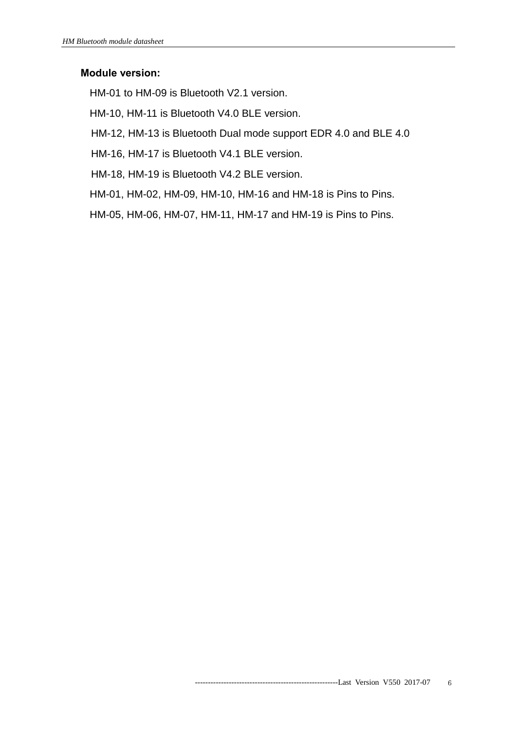**Module version:**

HM-01 to HM-09 is Bluetooth V2.1 version.

HM-10, HM-11 is Bluetooth V4.0 BLE version.

HM-12, HM-13 is Bluetooth Dual mode support EDR 4.0 and BLE 4.0

HM-16, HM-17 is Bluetooth V4.1 BLE version.

HM-18, HM-19 is Bluetooth V4.2 BLE version.

HM-01, HM-02, HM-09, HM-10, HM-16 and HM-18 is Pins to Pins.

HM-05, HM-06, HM-07, HM-11, HM-17 and HM-19 is Pins to Pins.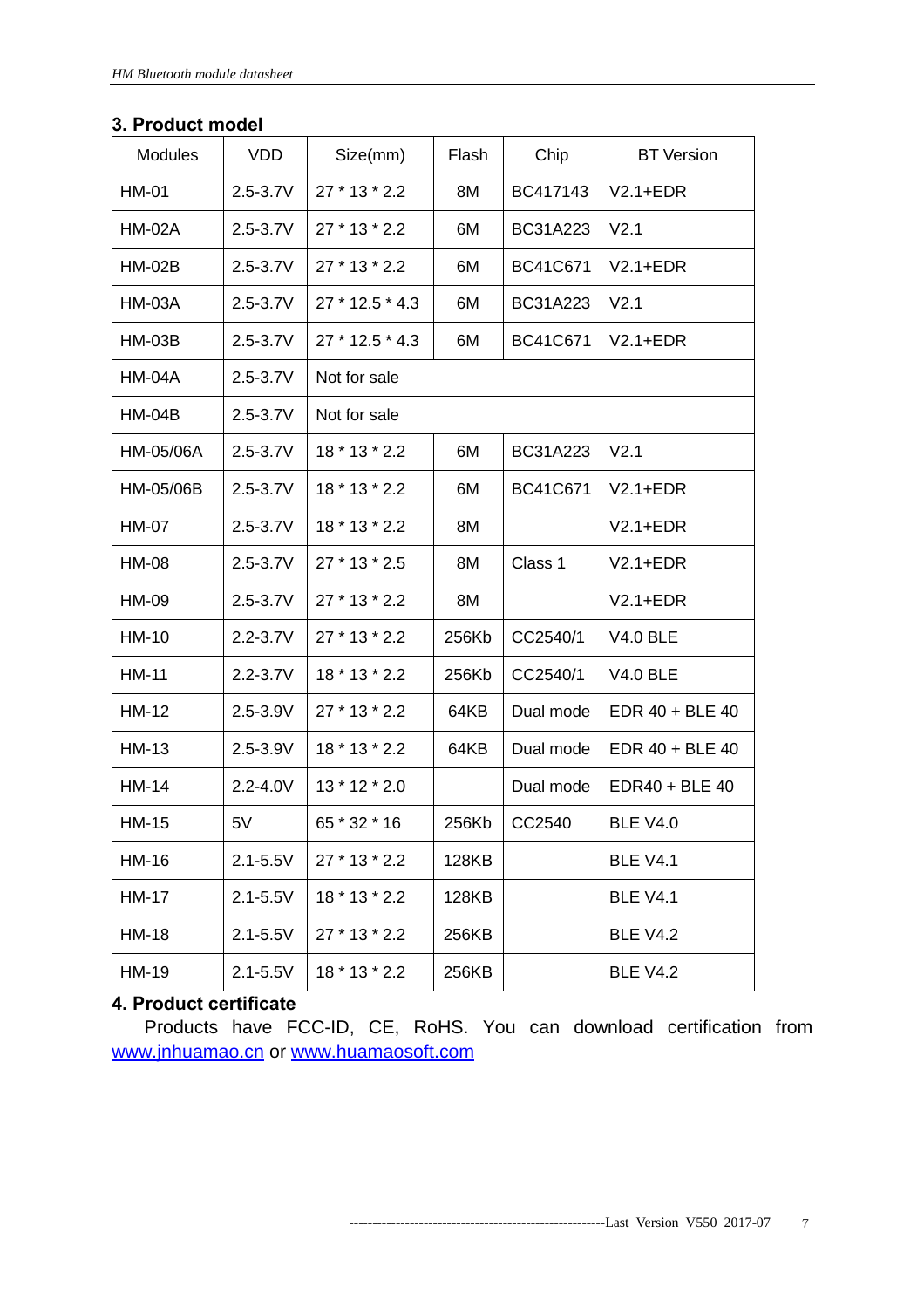## 3. Product model

| Modules | VDD | Size(mm) | Flash | Chip | BT Version |
|---|---|---|---|---|---|
| HM-01 | 2.5-3.7V | 27 * 13 * 2.2 | 8M | BC417143 | V2.1+EDR |
| HM-02A | 2.5-3.7V | 27 * 13 * 2.2 | 6M | BC31A223 | V2.1 |
| HM-02B | 2.5-3.7V | 27 * 13 * 2.2 | 6M | BC41C671 | V2.1+EDR |
| HM-03A | 2.5-3.7V | 27 * 12.5 * 4.3 | 6M | BC31A223 | V2.1 |
| HM-03B | 2.5-3.7V | 27 * 12.5 * 4.3 | 6M | BC41C671 | V2.1+EDR |
| HM-04A | 2.5-3.7V | Not for sale | | | |
| HM-04B | 2.5-3.7V | Not for sale | | | |
| HM-05/06A | 2.5-3.7V | 18 * 13 * 2.2 | 6M | BC31A223 | V2.1 |
| HM-05/06B | 2.5-3.7V | 18 * 13 * 2.2 | 6M | BC41C671 | V2.1+EDR |
| HM-07 | 2.5-3.7V | 18 * 13 * 2.2 | 8M | | V2.1+EDR |
| HM-08 | 2.5-3.7V | 27 * 13 * 2.5 | 8M | Class 1 | V2.1+EDR |
| HM-09 | 2.5-3.7V | 27 * 13 * 2.2 | 8M | | V2.1+EDR |
| HM-10 | 2.2-3.7V | 27 * 13 * 2.2 | 256Kb | CC2540/1 | V4.0 BLE |
| HM-11 | 2.2-3.7V | 18 * 13 * 2.2 | 256Kb | CC2540/1 | V4.0 BLE |
| HM-12 | 2.5-3.9V | 27 * 13 * 2.2 | 64KB | Dual mode | EDR 40 + BLE 40 |
| HM-13 | 2.5-3.9V | 18 * 13 * 2.2 | 64KB | Dual mode | EDR 40 + BLE 40 |
| HM-14 | 2.2-4.0V | 13 * 12 * 2.0 | | Dual mode | EDR40 + BLE 40 |
| HM-15 | 5V | 65 * 32 * 16 | 256Kb | CC2540 | BLE V4.0 |
| HM-16 | 2.1-5.5V | 27 * 13 * 2.2 | 128KB | | BLE V4.1 |
| HM-17 | 2.1-5.5V | 18 * 13 * 2.2 | 128KB | | BLE V4.1 |
| HM-18 | 2.1-5.5V | 27 * 13 * 2.2 | 256KB | | BLE V4.2 |
| HM-19 | 2.1-5.5V | 18 * 13 * 2.2 | 256KB | | BLE V4.2 |

## 4. Product certificate

Products have FCC-ID, CE, RoHS. You can download certification from www.jnhuamao.cn or www.huamaosoft.com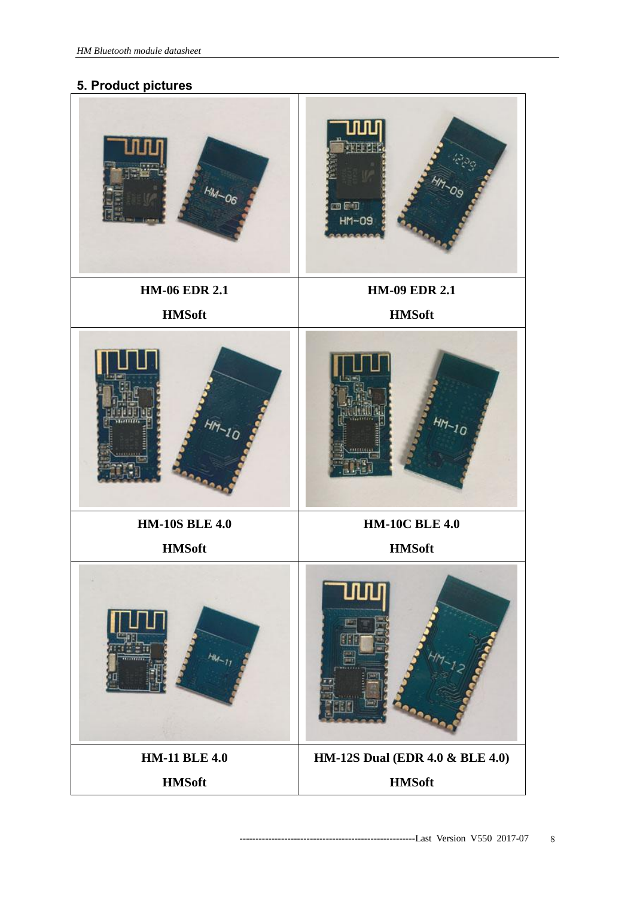## 5. Product pictures

| | |
|---|---|
| **HM-06 EDR 2.1**<br>**HMSoft** | **HM-09 EDR 2.1**<br>**HMSoft** |
| **HM-10S BLE 4.0**<br>**HMSoft** | **HM-10C BLE 4.0**<br>**HMSoft** |
| **HM-11 BLE 4.0**<br>**HMSoft** | **HM-12S Dual (EDR 4.0 & BLE 4.0)**<br>**HMSoft** |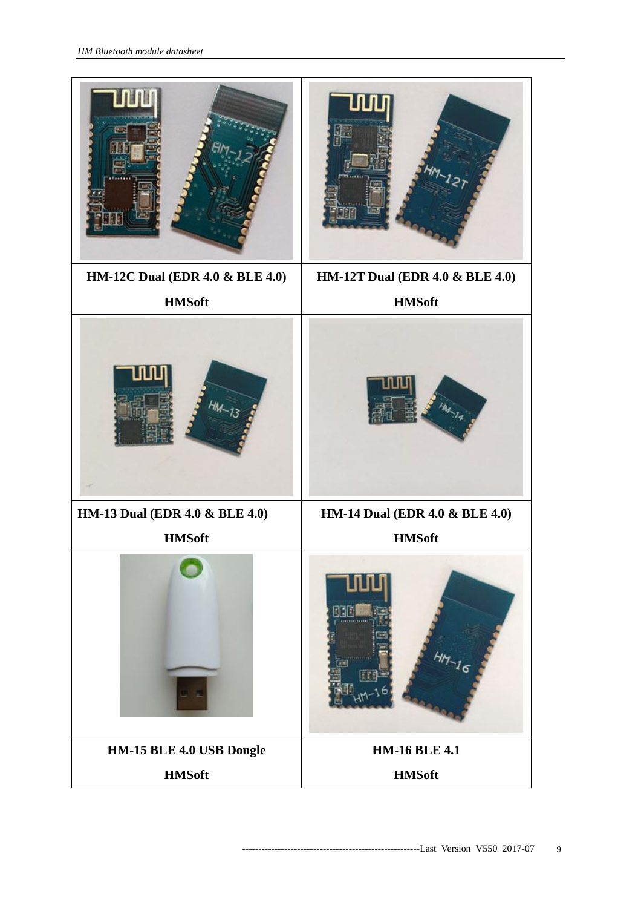| HM-12C Dual (EDR 4.0 & BLE 4.0) | HM-12T Dual (EDR 4.0 & BLE 4.0) |
|---|---|
| **HMSoft** | **HMSoft** |
| **HM-13 Dual (EDR 4.0 & BLE 4.0)** | **HM-14 Dual (EDR 4.0 & BLE 4.0)** |
| **HMSoft** | **HMSoft** |
| **HM-15 BLE 4.0 USB Dongle** | **HM-16 BLE 4.1** |
| **HMSoft** | **HMSoft** |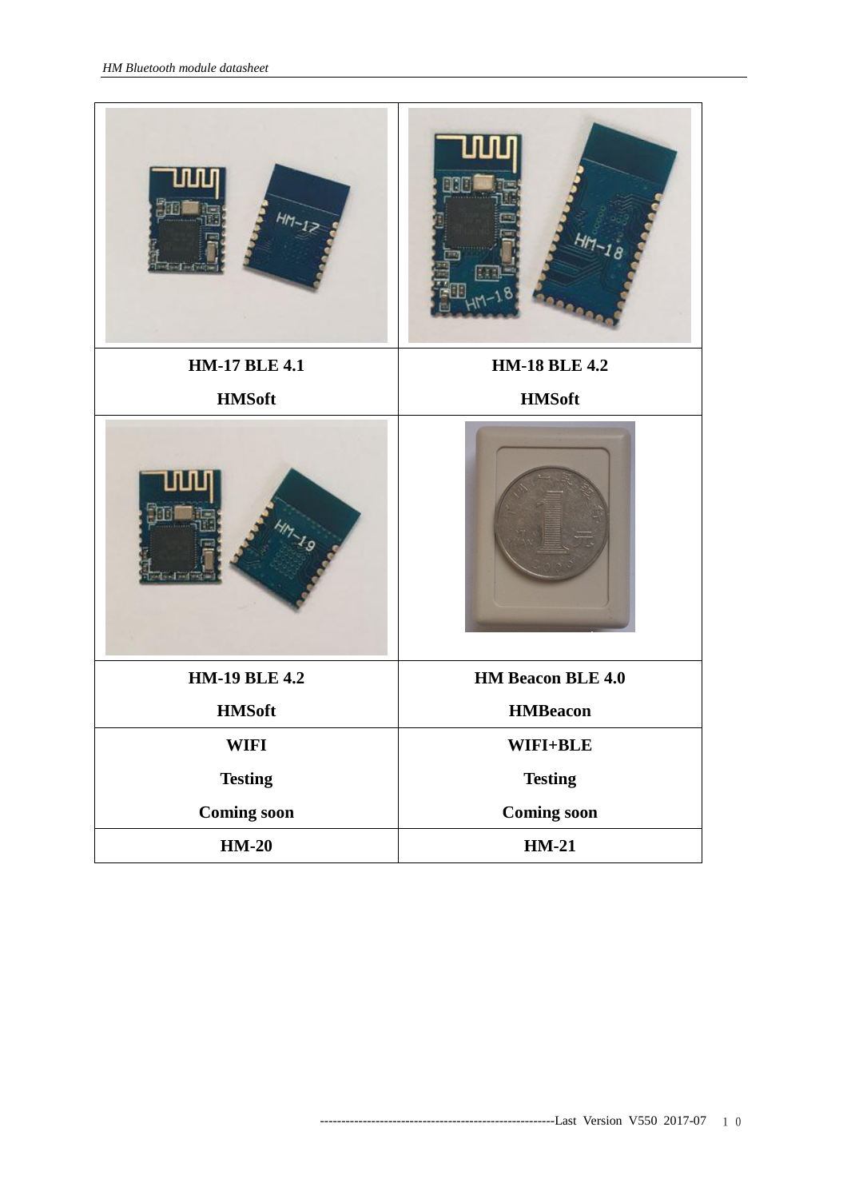| | |
|---|---|
| | |
| **HM-17 BLE 4.1**<br>**HMSoft** | **HM-18 BLE 4.2**<br>**HMSoft** |
| | |
| **HM-19 BLE 4.2**<br>**HMSoft** | **HM Beacon BLE 4.0**<br>**HMBeacon** |
| **WIFI**<br>**Testing**<br>**Coming soon** | **WIFI+BLE**<br>**Testing**<br>**Coming soon** |
| **HM-20** | **HM-21** |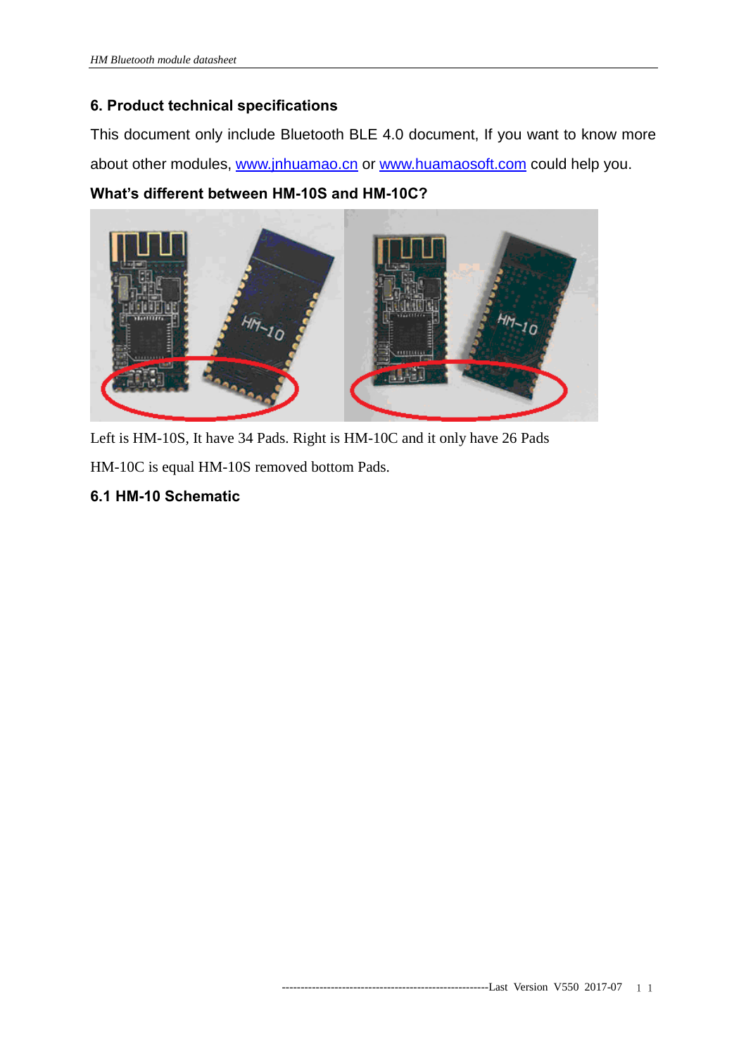## 6. Product technical specifications

This document only include Bluetooth BLE 4.0 document, If you want to know more about other modules, www.jnhuamao.cn or www.huamaosoft.com could help you.

**What's different between HM-10S and HM-10C?**

Left is HM-10S, It have 34 Pads. Right is HM-10C and it only have 26 Pads

HM-10C is equal HM-10S removed bottom Pads.

### 6.1 HM-10 Schematic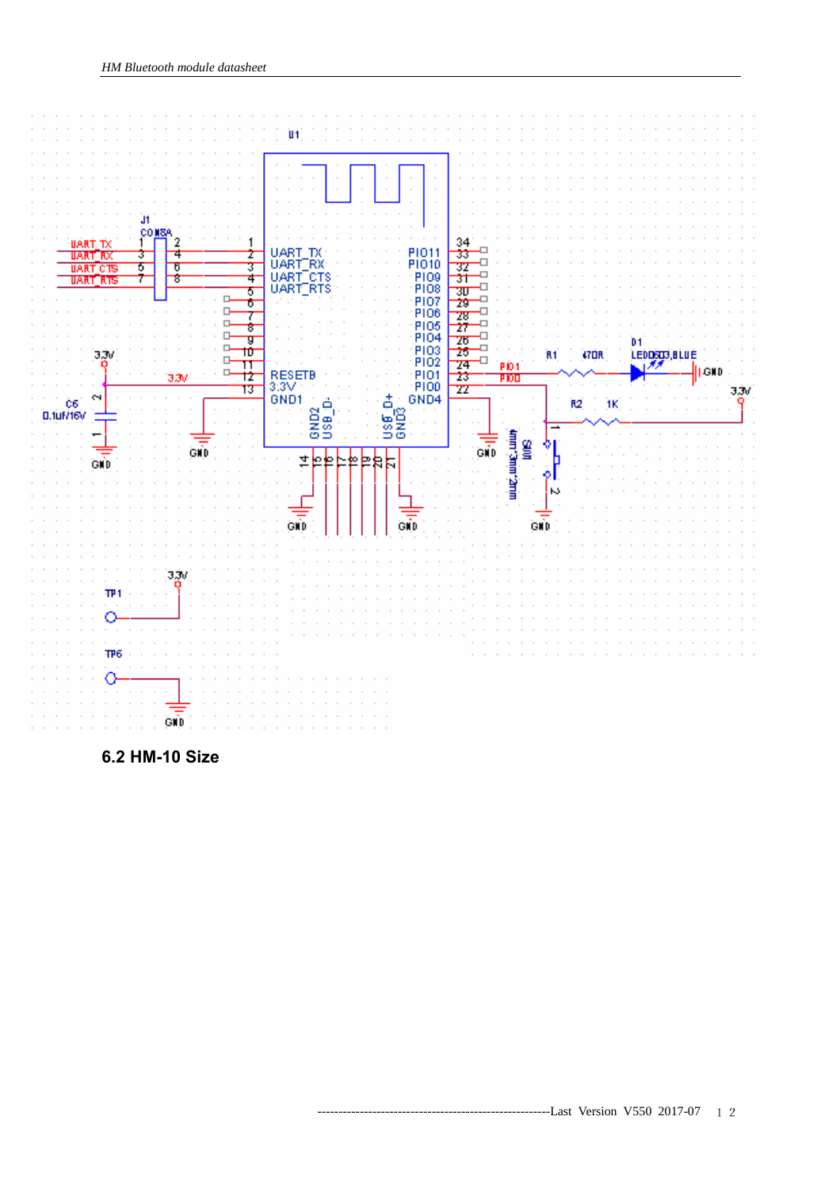U1

J1
CON8A

UART_TX
UART_RX
UART_CTS
UART_RTS

UART_TX
UART_RX
UART_CTS
UART_RTS
RESETB
3.3V
GND1

PIO11
PIO10
PIO9
PIO8
PIO7
PIO6
PIO5
PIO4
PIO3
PIO2
PIO1
PIO0
GND4

GND2
USB_D-
USB_D+
GND3

3.3V
C6
0.1uF/16V
GND

R1 470R
D1 LED0603,BLUE
PIO1
PIO0
R2 1K
S01 4mm*3mm*2mm

TP1
TP6
3.3V
GND

## 6.2 HM-10 Size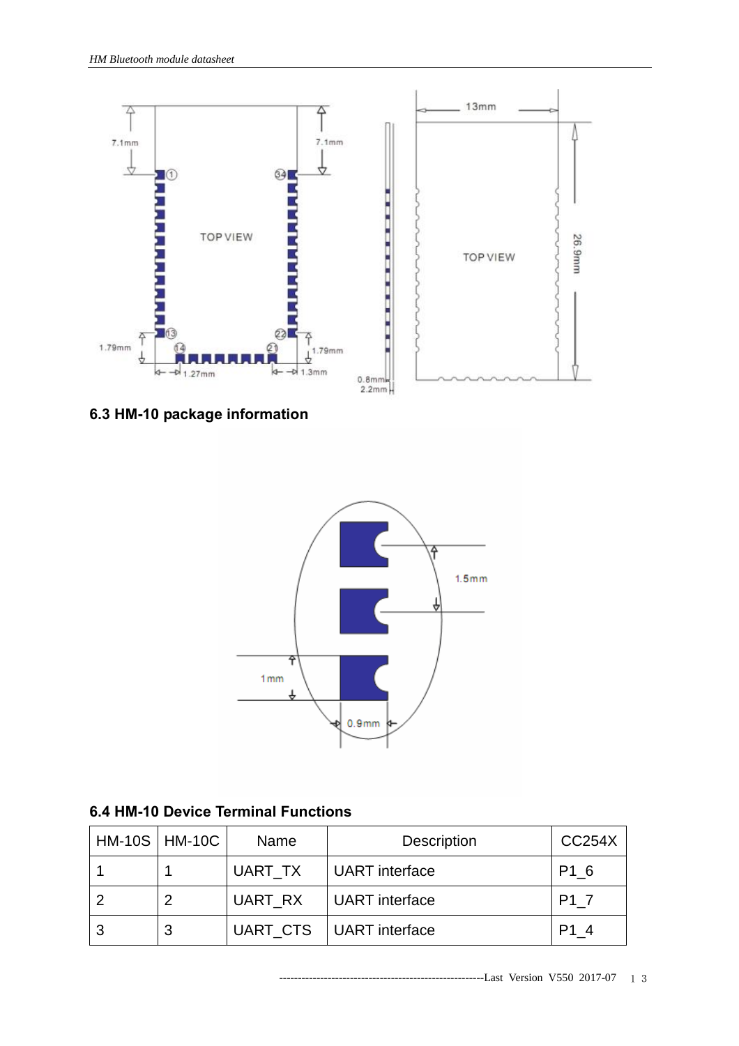### 6.3 HM-10 package information

### 6.4 HM-10 Device Terminal Functions

| HM-10S | HM-10C | Name | Description | CC254X |
|---|---|---|---|---|
| 1 | 1 | UART_TX | UART interface | P1_6 |
| 2 | 2 | UART_RX | UART interface | P1_7 |
| 3 | 3 | UART_CTS | UART interface | P1_4 |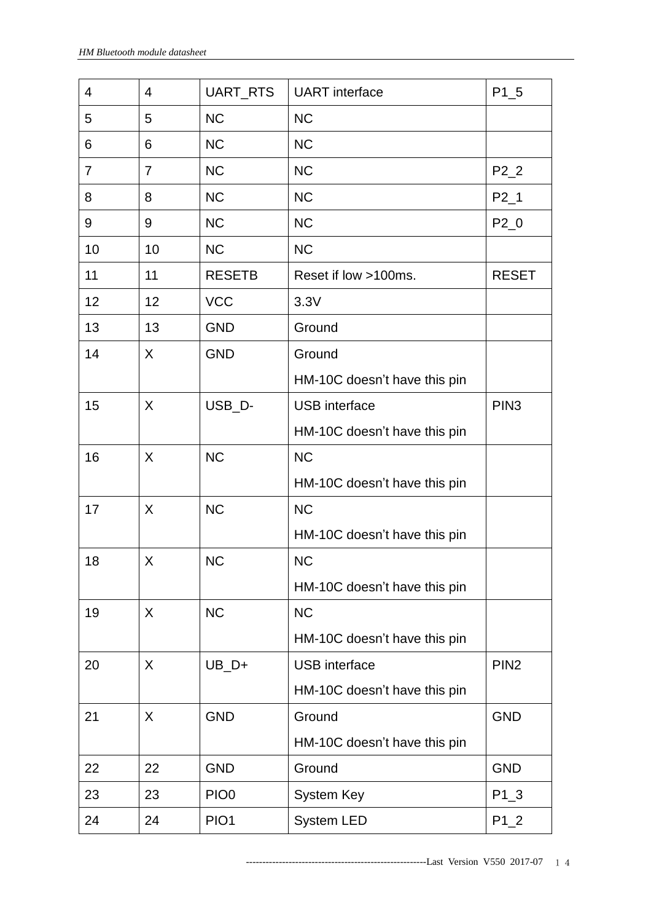| 4 | 4 | UART_RTS | UART interface | P1_5 |
|---|---|---|---|---|
| 5 | 5 | NC | NC | |
| 6 | 6 | NC | NC | |
| 7 | 7 | NC | NC | P2_2 |
| 8 | 8 | NC | NC | P2_1 |
| 9 | 9 | NC | NC | P2_0 |
| 10 | 10 | NC | NC | |
| 11 | 11 | RESETB | Reset if low >100ms. | RESET |
| 12 | 12 | VCC | 3.3V | |
| 13 | 13 | GND | Ground | |
| 14 | X | GND | Ground<br>HM-10C doesn't have this pin | |
| 15 | X | USB_D- | USB interface<br>HM-10C doesn't have this pin | PIN3 |
| 16 | X | NC | NC<br>HM-10C doesn't have this pin | |
| 17 | X | NC | NC<br>HM-10C doesn't have this pin | |
| 18 | X | NC | NC<br>HM-10C doesn't have this pin | |
| 19 | X | NC | NC<br>HM-10C doesn't have this pin | |
| 20 | X | UB_D+ | USB interface<br>HM-10C doesn't have this pin | PIN2 |
| 21 | X | GND | Ground<br>HM-10C doesn't have this pin | GND |
| 22 | 22 | GND | Ground | GND |
| 23 | 23 | PIO0 | System Key | P1_3 |
| 24 | 24 | PIO1 | System LED | P1_2 |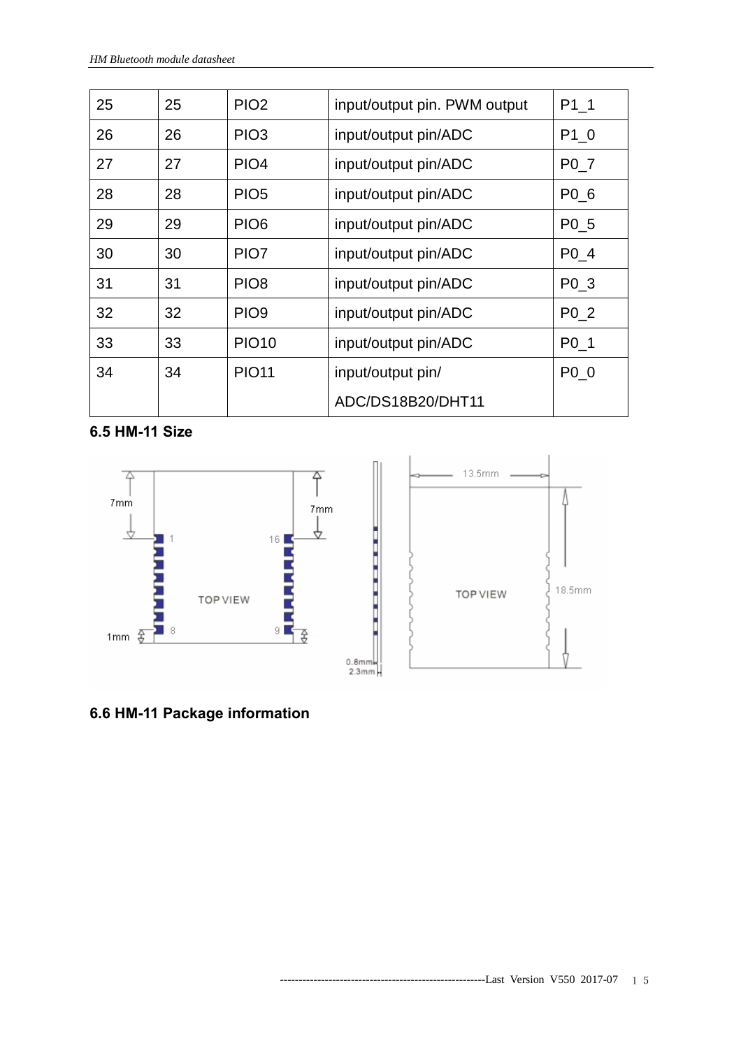| 25 | 25 | PIO2 | input/output pin. PWM output | P1_1 |
|---|---|---|---|---|
| 26 | 26 | PIO3 | input/output pin/ADC | P1_0 |
| 27 | 27 | PIO4 | input/output pin/ADC | P0_7 |
| 28 | 28 | PIO5 | input/output pin/ADC | P0_6 |
| 29 | 29 | PIO6 | input/output pin/ADC | P0_5 |
| 30 | 30 | PIO7 | input/output pin/ADC | P0_4 |
| 31 | 31 | PIO8 | input/output pin/ADC | P0_3 |
| 32 | 32 | PIO9 | input/output pin/ADC | P0_2 |
| 33 | 33 | PIO10 | input/output pin/ADC | P0_1 |
| 34 | 34 | PIO11 | input/output pin/ ADC/DS18B20/DHT11 | P0_0 |

### 6.5 HM-11 Size

### 6.6 HM-11 Package information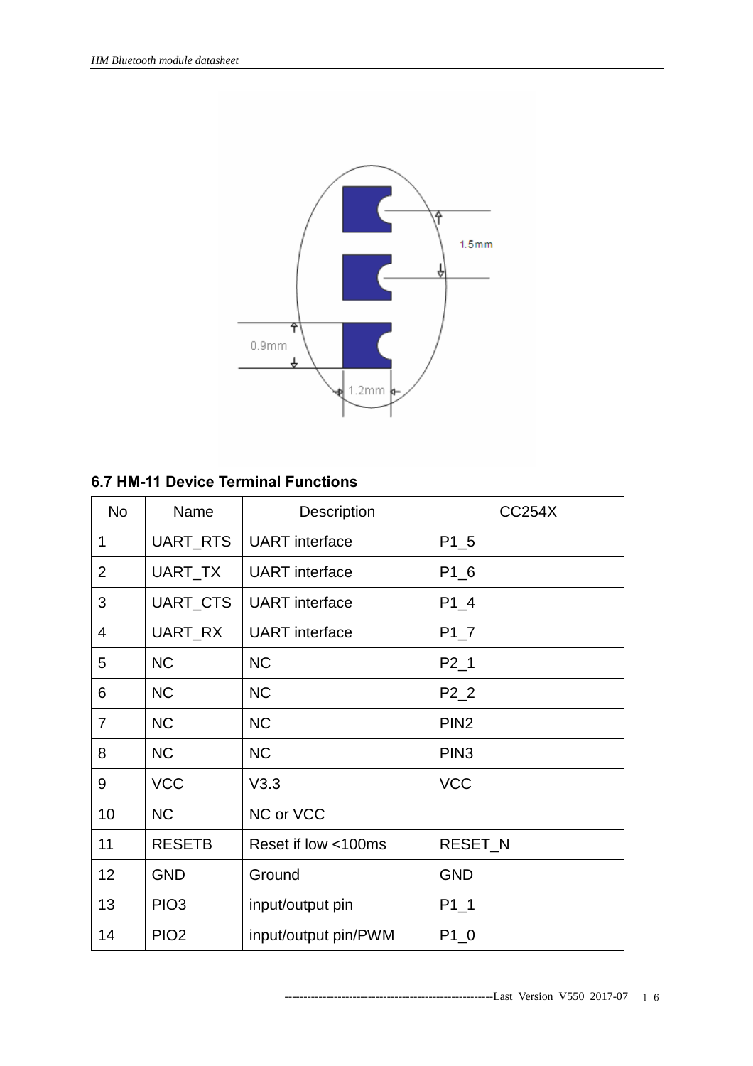## 6.7 HM-11 Device Terminal Functions

| No | Name | Description | CC254X |
|---|---|---|---|
| 1 | UART_RTS | UART interface | P1_5 |
| 2 | UART_TX | UART interface | P1_6 |
| 3 | UART_CTS | UART interface | P1_4 |
| 4 | UART_RX | UART interface | P1_7 |
| 5 | NC | NC | P2_1 |
| 6 | NC | NC | P2_2 |
| 7 | NC | NC | PIN2 |
| 8 | NC | NC | PIN3 |
| 9 | VCC | V3.3 | VCC |
| 10 | NC | NC or VCC | |
| 11 | RESETB | Reset if low <100ms | RESET_N |
| 12 | GND | Ground | GND |
| 13 | PIO3 | input/output pin | P1_1 |
| 14 | PIO2 | input/output pin/PWM | P1_0 |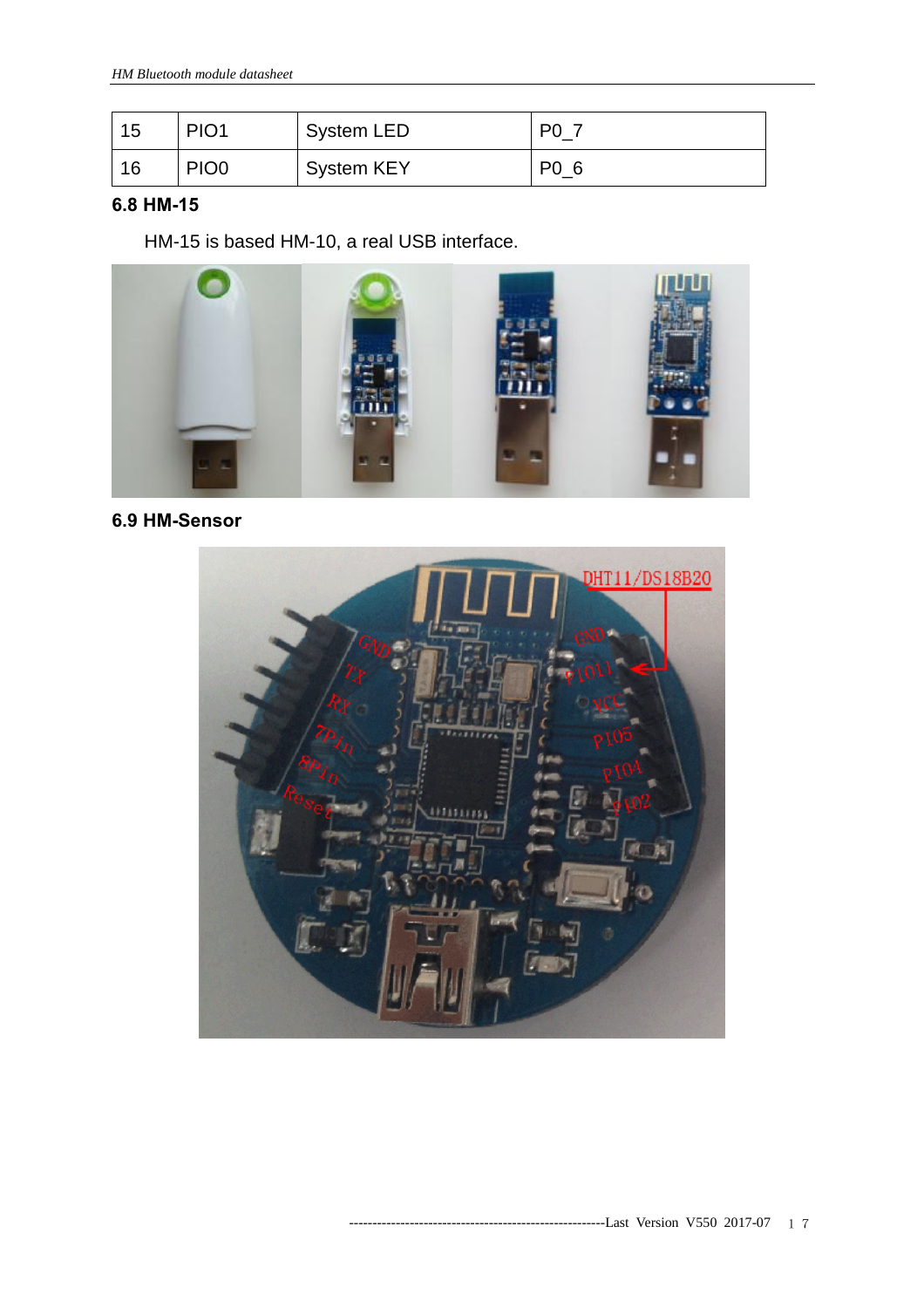| 15 | PIO1 | System LED | P0_7 |
|---|---|---|---|
| 16 | PIO0 | System KEY | P0_6 |

### 6.8 HM-15

HM-15 is based HM-10, a real USB interface.

### 6.9 HM-Sensor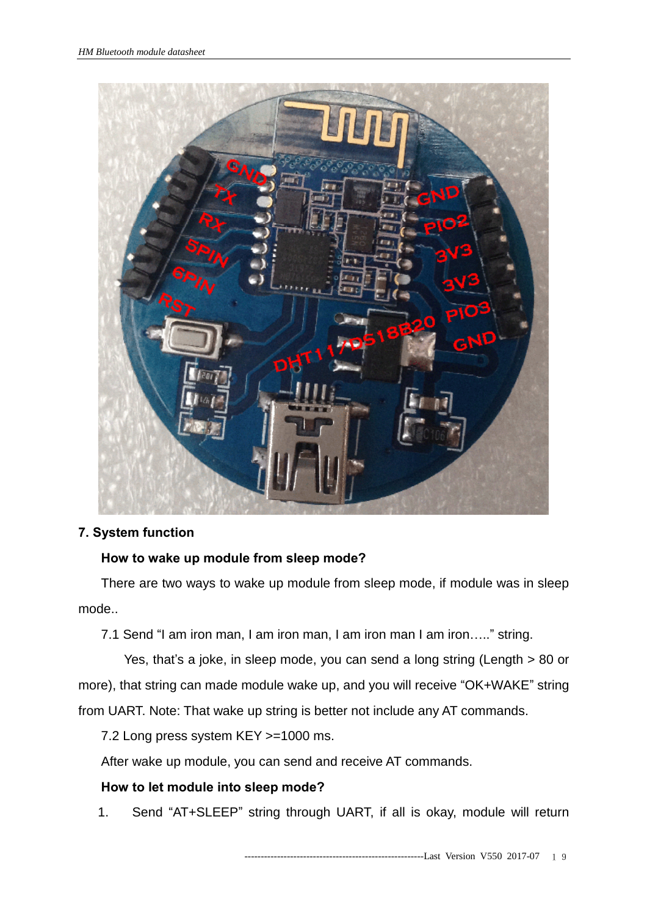## 7. System function

### How to wake up module from sleep mode?

There are two ways to wake up module from sleep mode, if module was in sleep mode..

7.1 Send "I am iron man, I am iron man, I am iron man I am iron….." string.

Yes, that's a joke, in sleep mode, you can send a long string (Length > 80 or more), that string can made module wake up, and you will receive "OK+WAKE" string from UART. Note: That wake up string is better not include any AT commands.

7.2 Long press system KEY >=1000 ms.

After wake up module, you can send and receive AT commands.

### How to let module into sleep mode?

1. Send "AT+SLEEP" string through UART, if all is okay, module will return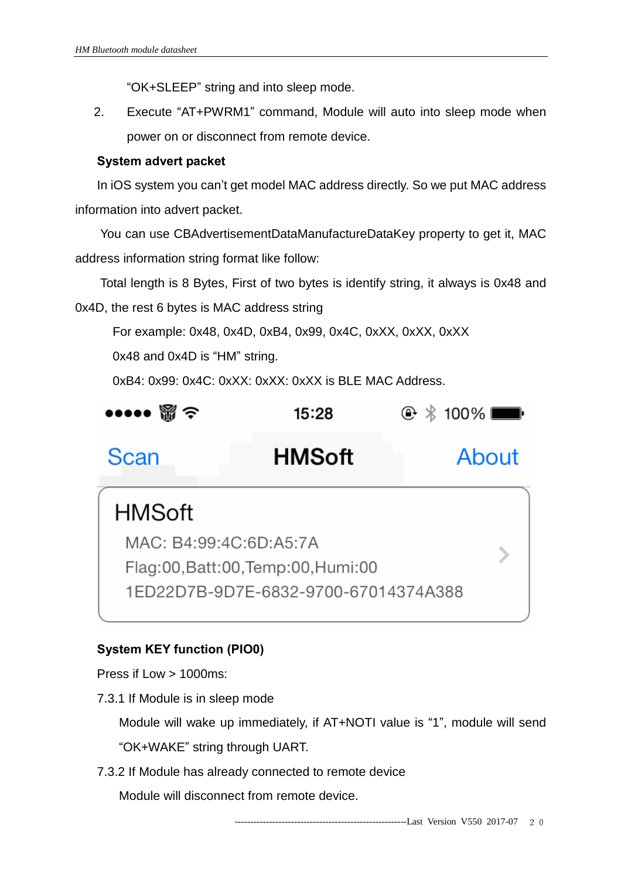"OK+SLEEP" string and into sleep mode.

2. Execute "AT+PWRM1" command, Module will auto into sleep mode when power on or disconnect from remote device.

**System advert packet**

In iOS system you can't get model MAC address directly. So we put MAC address information into advert packet.

You can use CBAdvertisementDataManufactureDataKey property to get it, MAC address information string format like follow:

Total length is 8 Bytes, First of two bytes is identify string, it always is 0x48 and 0x4D, the rest 6 bytes is MAC address string

For example: 0x48, 0x4D, 0xB4, 0x99, 0x4C, 0xXX, 0xXX, 0xXX

0x48 and 0x4D is "HM" string.

0xB4: 0x99: 0x4C: 0xXX: 0xXX: 0xXX is BLE MAC Address.

**System KEY function (PIO0)**

Press if Low > 1000ms:

7.3.1 If Module is in sleep mode

Module will wake up immediately, if AT+NOTI value is "1", module will send "OK+WAKE" string through UART.

7.3.2 If Module has already connected to remote device

Module will disconnect from remote device.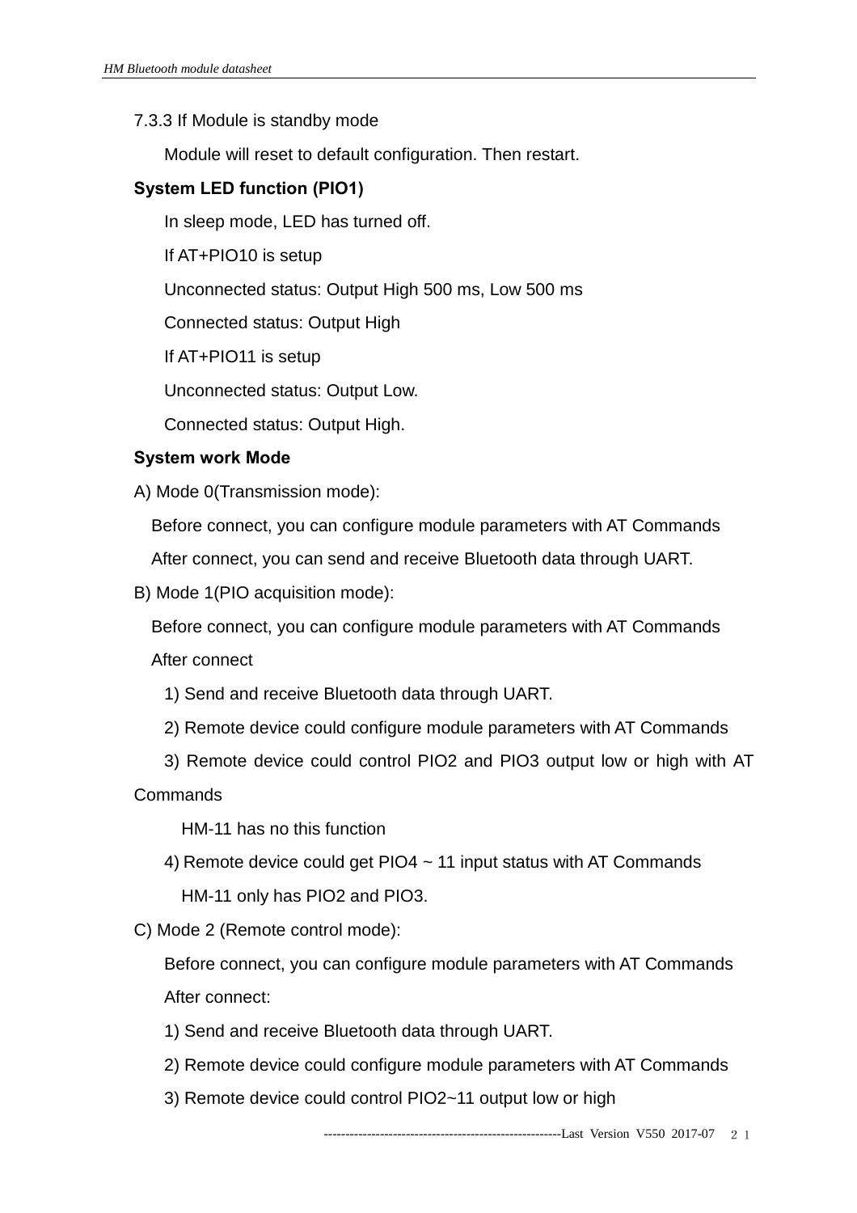7.3.3 If Module is standby mode

Module will reset to default configuration. Then restart.

**System LED function (PIO1)**

In sleep mode, LED has turned off.

If AT+PIO10 is setup

Unconnected status: Output High 500 ms, Low 500 ms

Connected status: Output High

If AT+PIO11 is setup

Unconnected status: Output Low.

Connected status: Output High.

**System work Mode**

A) Mode 0(Transmission mode):

Before connect, you can configure module parameters with AT Commands

After connect, you can send and receive Bluetooth data through UART.

B) Mode 1(PIO acquisition mode):

Before connect, you can configure module parameters with AT Commands

After connect

1) Send and receive Bluetooth data through UART.

2) Remote device could configure module parameters with AT Commands

3) Remote device could control PIO2 and PIO3 output low or high with AT Commands

HM-11 has no this function

4) Remote device could get PIO4 ~ 11 input status with AT Commands

HM-11 only has PIO2 and PIO3.

C) Mode 2 (Remote control mode):

Before connect, you can configure module parameters with AT Commands

After connect:

1) Send and receive Bluetooth data through UART.

2) Remote device could configure module parameters with AT Commands

3) Remote device could control PIO2~11 output low or high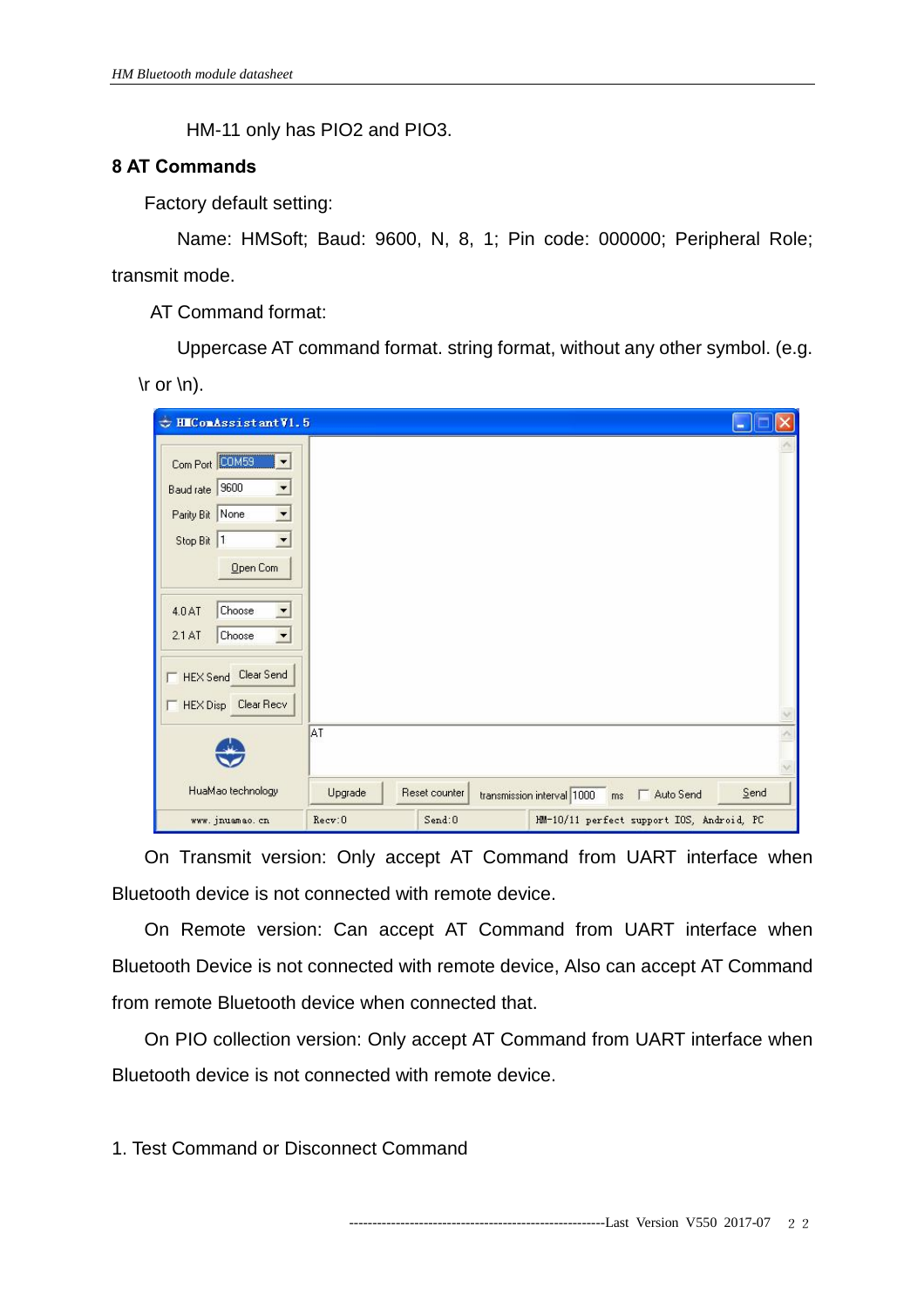HM-11 only has PIO2 and PIO3.

## 8 AT Commands

Factory default setting:

Name: HMSoft; Baud: 9600, N, 8, 1; Pin code: 000000; Peripheral Role; transmit mode.

AT Command format:

Uppercase AT command format. string format, without any other symbol. (e.g. \r or \n).

On Transmit version: Only accept AT Command from UART interface when Bluetooth device is not connected with remote device.

On Remote version: Can accept AT Command from UART interface when Bluetooth Device is not connected with remote device, Also can accept AT Command from remote Bluetooth device when connected that.

On PIO collection version: Only accept AT Command from UART interface when Bluetooth device is not connected with remote device.

1. Test Command or Disconnect Command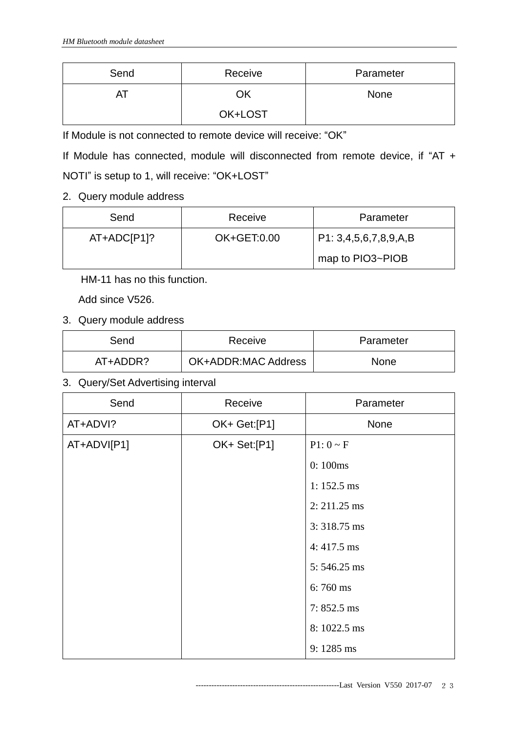| Send | Receive | Parameter |
|---|---|---|
| AT | OK<br>OK+LOST | None |

If Module is not connected to remote device will receive: “OK”

If Module has connected, module will disconnected from remote device, if “AT + NOTI” is setup to 1, will receive: “OK+LOST”

2. Query module address

| Send | Receive | Parameter |
|---|---|---|
| AT+ADC[P1]? | OK+GET:0.00 | P1: 3,4,5,6,7,8,9,A,B<br>map to PIO3~PIOB |

HM-11 has no this function.

Add since V526.

3. Query module address

| Send | Receive | Parameter |
|---|---|---|
| AT+ADDR? | OK+ADDR:MAC Address | None |

3. Query/Set Advertising interval

| Send | Receive | Parameter |
|---|---|---|
| AT+ADVI? | OK+ Get:[P1] | None |
| AT+ADVI[P1] | OK+ Set:[P1] | P1: 0 ~ F<br>0: 100ms<br>1: 152.5 ms<br>2: 211.25 ms<br>3: 318.75 ms<br>4: 417.5 ms<br>5: 546.25 ms<br>6: 760 ms<br>7: 852.5 ms<br>8: 1022.5 ms<br>9: 1285 ms |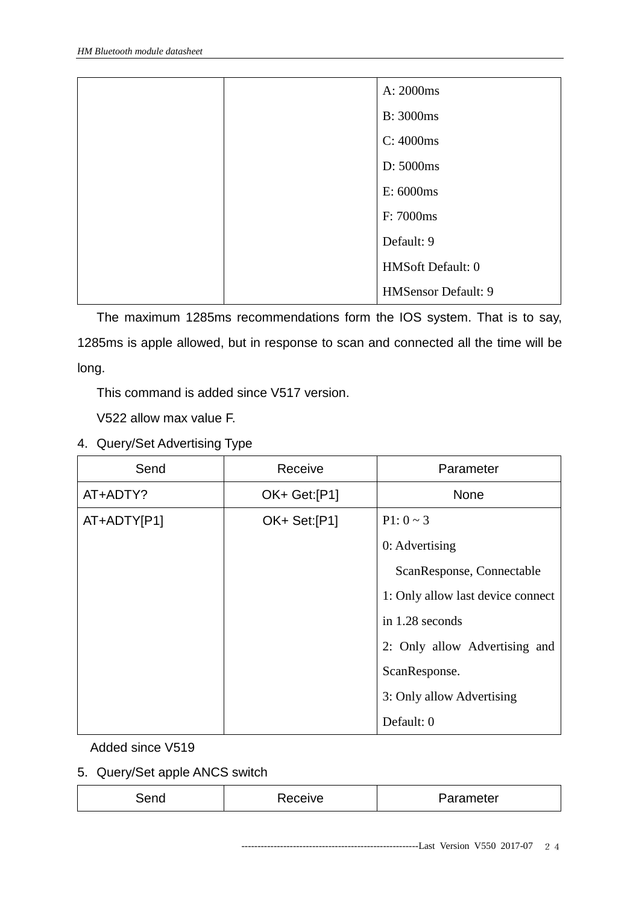| | | |
|---|---|---|
| | | A: 2000ms<br>B: 3000ms<br>C: 4000ms<br>D: 5000ms<br>E: 6000ms<br>F: 7000ms<br>Default: 9<br>HMSoft Default: 0<br>HMSensor Default: 9 |

The maximum 1285ms recommendations form the IOS system. That is to say, 1285ms is apple allowed, but in response to scan and connected all the time will be long.

This command is added since V517 version.

V522 allow max value F.

4. Query/Set Advertising Type

| Send | Receive | Parameter |
|---|---|---|
| AT+ADTY? | OK+ Get:[P1] | None |
| AT+ADTY[P1] | OK+ Set:[P1] | P1: 0 ~ 3<br>0: Advertising ScanResponse, Connectable<br>1: Only allow last device connect in 1.28 seconds<br>2: Only allow Advertising and ScanResponse.<br>3: Only allow Advertising<br>Default: 0 |

Added since V519

5. Query/Set apple ANCS switch

| Send | Receive | Parameter |
|---|---|---|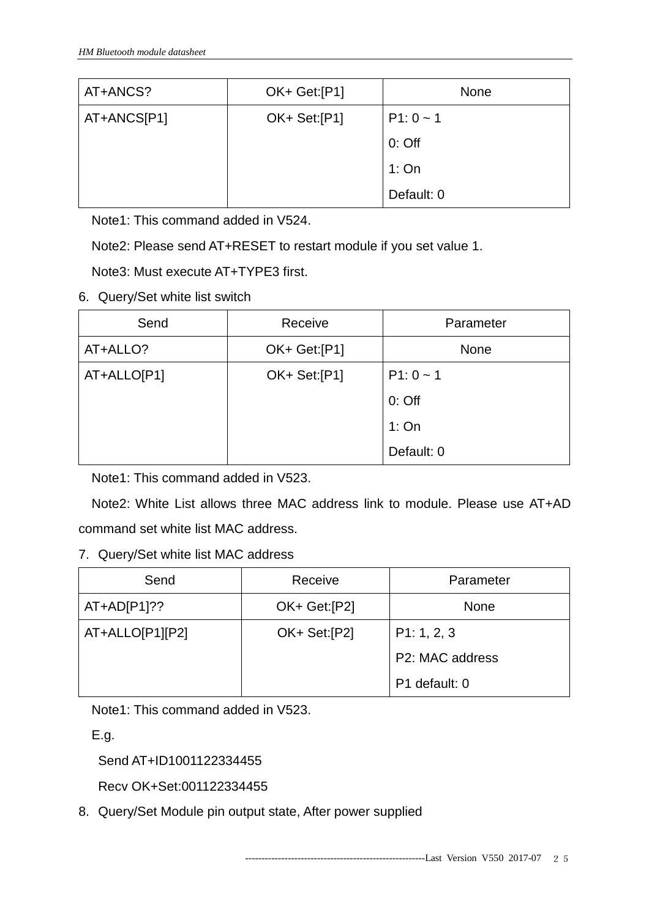| AT+ANCS? | OK+ Get:[P1] | None |
| --- | --- | --- |
| AT+ANCS[P1] | OK+ Set:[P1] | P1: 0 ~ 1<br>0: Off<br>1: On<br>Default: 0 |

Note1: This command added in V524.

Note2: Please send AT+RESET to restart module if you set value 1.

Note3: Must execute AT+TYPE3 first.

6. Query/Set white list switch

| Send | Receive | Parameter |
| --- | --- | --- |
| AT+ALLO? | OK+ Get:[P1] | None |
| AT+ALLO[P1] | OK+ Set:[P1] | P1: 0 ~ 1<br>0: Off<br>1: On<br>Default: 0 |

Note1: This command added in V523.

Note2: White List allows three MAC address link to module. Please use AT+AD command set white list MAC address.

7. Query/Set white list MAC address

| Send | Receive | Parameter |
| --- | --- | --- |
| AT+AD[P1]?? | OK+ Get:[P2] | None |
| AT+ALLO[P1][P2] | OK+ Set:[P2] | P1: 1, 2, 3<br>P2: MAC address<br>P1 default: 0 |

Note1: This command added in V523.

E.g.

Send AT+ID1001122334455

Recv OK+Set:001122334455

8. Query/Set Module pin output state, After power supplied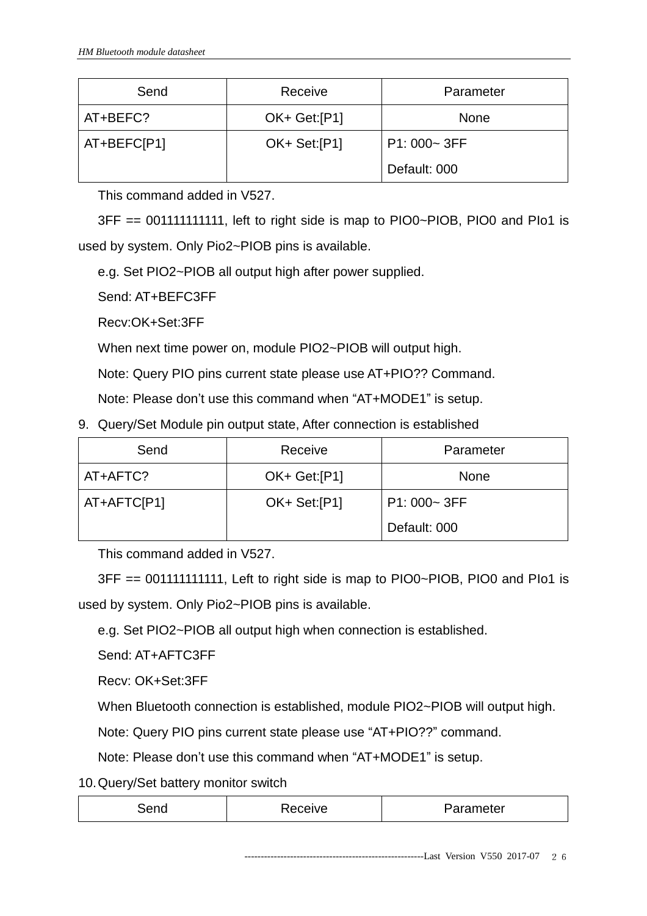| Send | Receive | Parameter |
|---|---|---|
| AT+BEFC? | OK+ Get:[P1] | None |
| AT+BEFC[P1] | OK+ Set:[P1] | P1: 000~ 3FF<br>Default: 000 |

This command added in V527.

3FF == 001111111111, left to right side is map to PIO0~PIOB, PIO0 and PIo1 is used by system. Only Pio2~PIOB pins is available.

e.g. Set PIO2~PIOB all output high after power supplied.

Send: AT+BEFC3FF

Recv:OK+Set:3FF

When next time power on, module PIO2~PIOB will output high.

Note: Query PIO pins current state please use AT+PIO?? Command.

Note: Please don't use this command when "AT+MODE1" is setup.

9. Query/Set Module pin output state, After connection is established

| Send | Receive | Parameter |
|---|---|---|
| AT+AFTC? | OK+ Get:[P1] | None |
| AT+AFTC[P1] | OK+ Set:[P1] | P1: 000~ 3FF<br>Default: 000 |

This command added in V527.

3FF == 001111111111, Left to right side is map to PIO0~PIOB, PIO0 and PIo1 is used by system. Only Pio2~PIOB pins is available.

e.g. Set PIO2~PIOB all output high when connection is established.

Send: AT+AFTC3FF

Recv: OK+Set:3FF

When Bluetooth connection is established, module PIO2~PIOB will output high.

Note: Query PIO pins current state please use "AT+PIO??" command.

Note: Please don't use this command when "AT+MODE1" is setup.

10. Query/Set battery monitor switch

| Send | Receive | Parameter |
|---|---|---|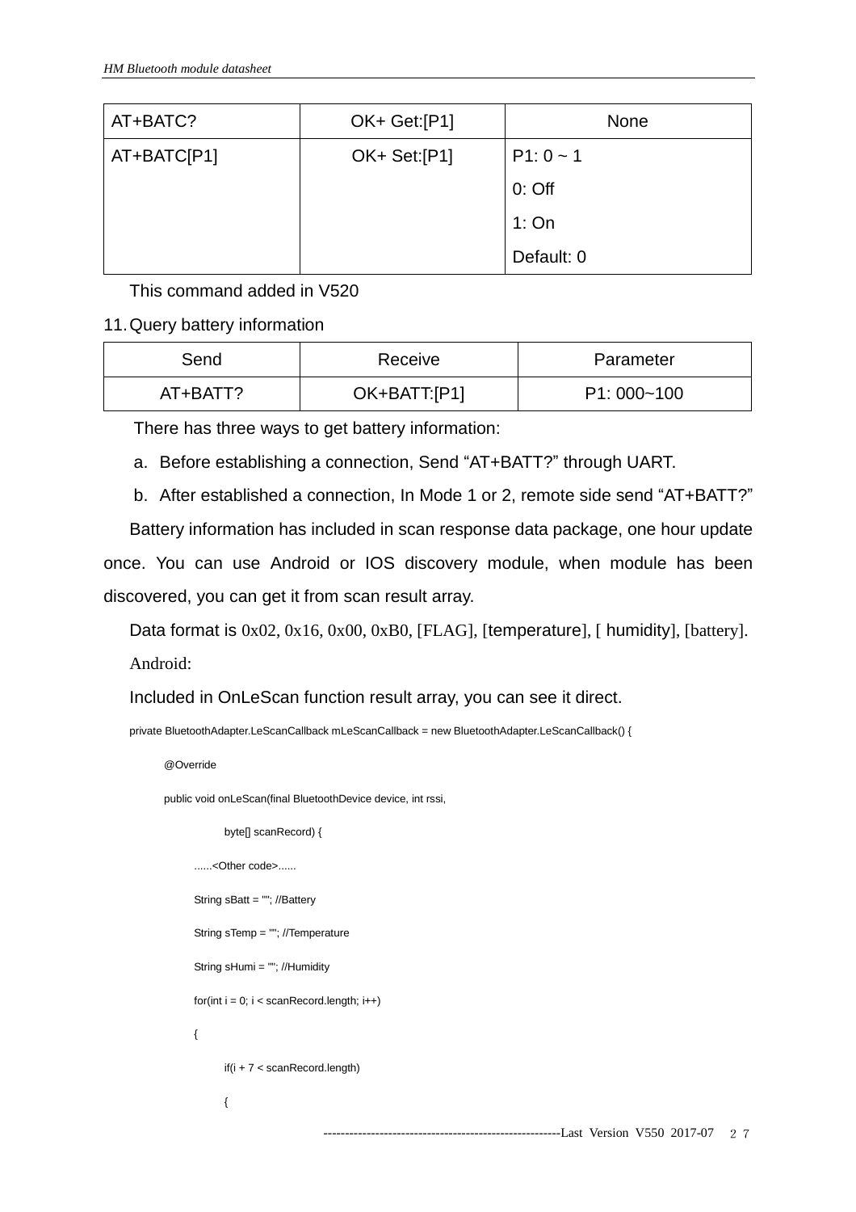| AT+BATC? | OK+ Get:[P1] | None |
|---|---|---|
| AT+BATC[P1] | OK+ Set:[P1] | P1: 0 ~ 1<br>0: Off<br>1: On<br>Default: 0 |

This command added in V520

11. Query battery information

| Send | Receive | Parameter |
|---|---|---|
| AT+BATT? | OK+BATT:[P1] | P1: 000~100 |

There has three ways to get battery information:

a. Before establishing a connection, Send “AT+BATT?” through UART.
b. After established a connection, In Mode 1 or 2, remote side send “AT+BATT?”

Battery information has included in scan response data package, one hour update once. You can use Android or IOS discovery module, when module has been discovered, you can get it from scan result array.

Data format is 0x02, 0x16, 0x00, 0xB0, [FLAG], [temperature], [ humidity], [battery].

Android:

Included in OnLeScan function result array, you can see it direct.

```
private BluetoothAdapter.LeScanCallback mLeScanCallback = new BluetoothAdapter.LeScanCallback() {
    @Override
    public void onLeScan(final BluetoothDevice device, int rssi,
            byte[] scanRecord) {
        ......<Other code>......
        String sBatt = ""; //Battery
        String sTemp = ""; //Temperature
        String sHumi = ""; //Humidity
        for(int i = 0; i < scanRecord.length; i++)
        {
            if(i + 7 < scanRecord.length)
            {
```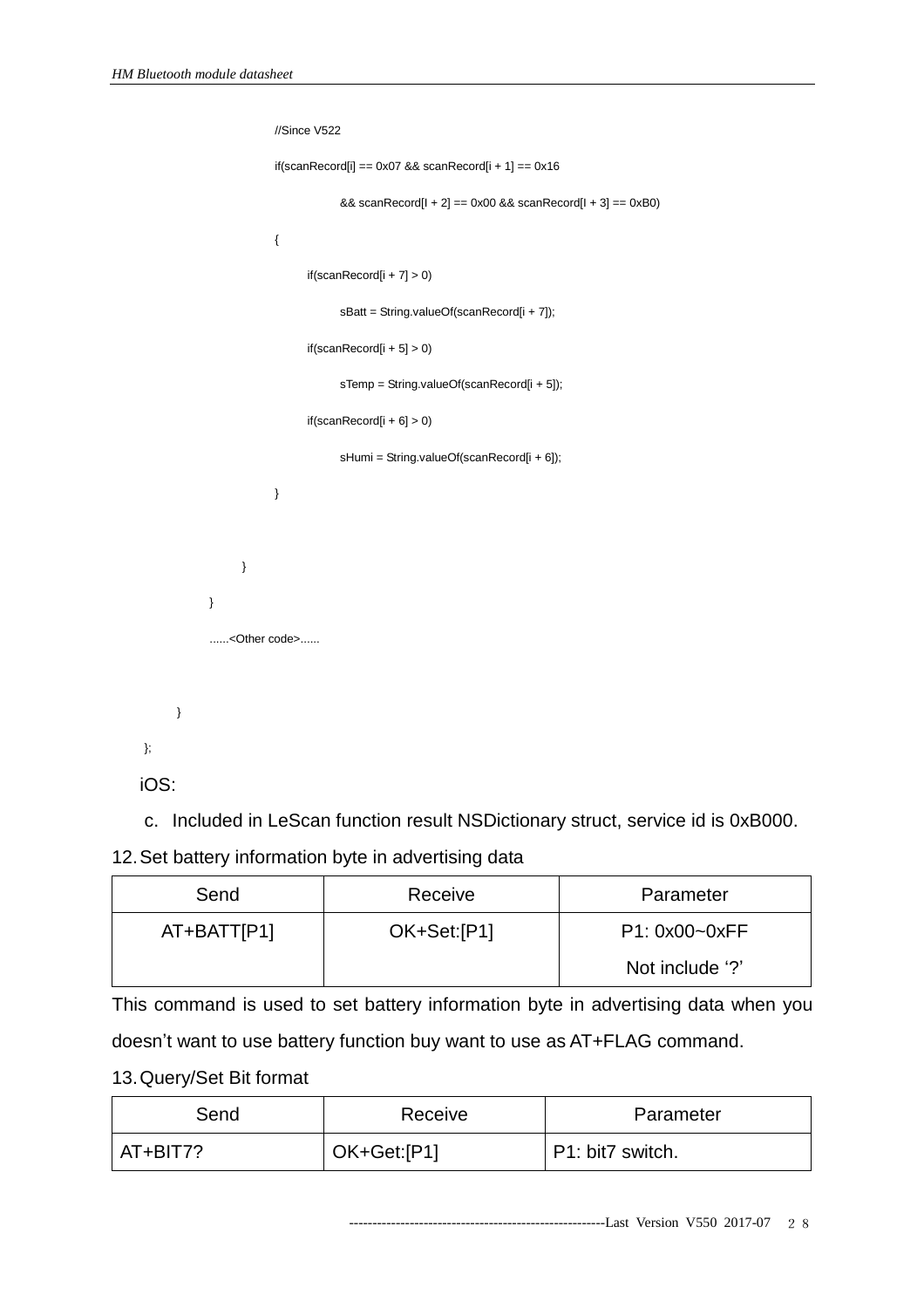```
                //Since V522
                if(scanRecord[i] == 0x07 && scanRecord[i + 1] == 0x16
                        && scanRecord[I + 2] == 0x00 && scanRecord[I + 3] == 0xB0)
                {
                    if(scanRecord[i + 7] > 0)
                        sBatt = String.valueOf(scanRecord[i + 7]);
                    if(scanRecord[i + 5] > 0)
                        sTemp = String.valueOf(scanRecord[i + 5]);
                    if(scanRecord[i + 6] > 0)
                        sHumi = String.valueOf(scanRecord[i + 6]);
                }

            }
        }
        ......<Other code>......

    }
};
```

iOS:

c. Included in LeScan function result NSDictionary struct, service id is 0xB000.

12. Set battery information byte in advertising data

| Send | Receive | Parameter |
|---|---|---|
| AT+BATT[P1] | OK+Set:[P1] | P1: 0x00~0xFF<br>Not include '?' |

This command is used to set battery information byte in advertising data when you doesn't want to use battery function buy want to use as AT+FLAG command.

13. Query/Set Bit format

| Send | Receive | Parameter |
|---|---|---|
| AT+BIT7? | OK+Get:[P1] | P1: bit7 switch. |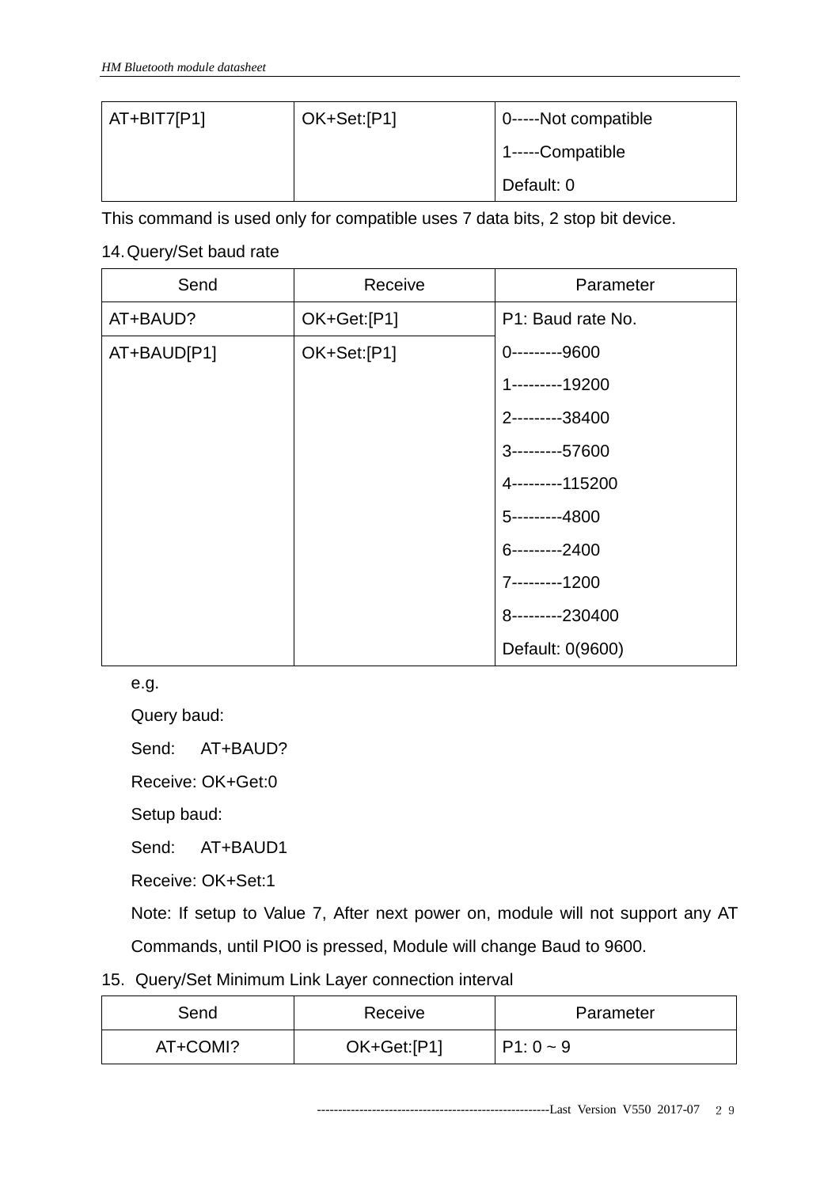| AT+BIT7[P1] | OK+Set:[P1] | 0-----Not compatible<br>1-----Compatible<br>Default: 0 |
|---|---|---|

This command is used only for compatible uses 7 data bits, 2 stop bit device.

14. Query/Set baud rate

| Send | Receive | Parameter |
|---|---|---|
| AT+BAUD? | OK+Get:[P1] | P1: Baud rate No. |
| AT+BAUD[P1] | OK+Set:[P1] | 0---------9600<br>1---------19200<br>2---------38400<br>3---------57600<br>4---------115200<br>5---------4800<br>6---------2400<br>7---------1200<br>8---------230400<br>Default: 0(9600) |

e.g.

Query baud:

Send: AT+BAUD?

Receive: OK+Get:0

Setup baud:

Send: AT+BAUD1

Receive: OK+Set:1

Note: If setup to Value 7, After next power on, module will not support any AT Commands, until PIO0 is pressed, Module will change Baud to 9600.

15. Query/Set Minimum Link Layer connection interval

| Send | Receive | Parameter |
|---|---|---|
| AT+COMI? | OK+Get:[P1] | P1: 0 ~ 9 |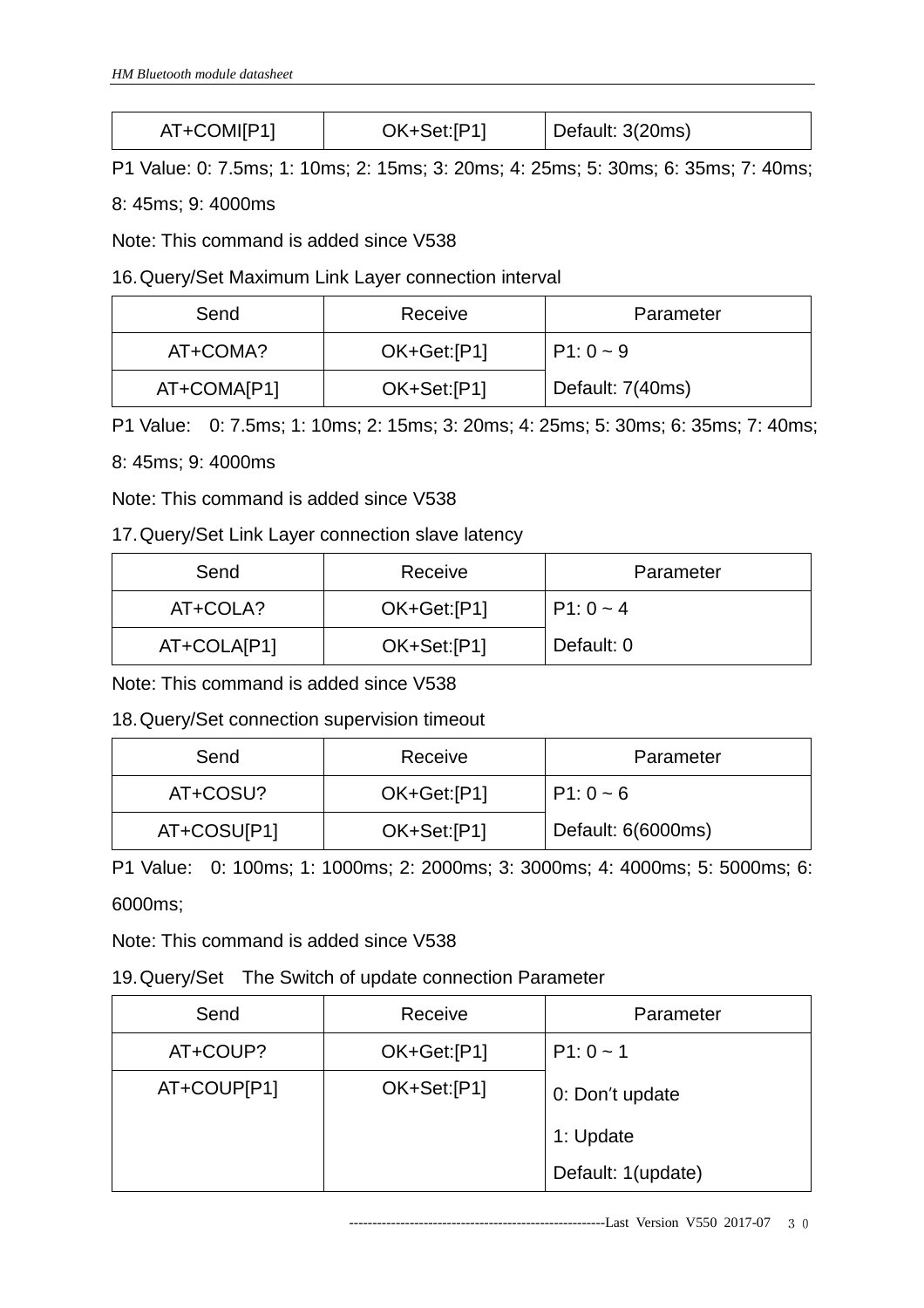| AT+COMI[P1] | OK+Set:[P1] | Default: 3(20ms) |
|---|---|---|

P1 Value: 0: 7.5ms; 1: 10ms; 2: 15ms; 3: 20ms; 4: 25ms; 5: 30ms; 6: 35ms; 7: 40ms; 8: 45ms; 9: 4000ms

Note: This command is added since V538

16. Query/Set Maximum Link Layer connection interval

| Send | Receive | Parameter |
|---|---|---|
| AT+COMA? | OK+Get:[P1] | P1: 0 ~ 9 |
| AT+COMA[P1] | OK+Set:[P1] | Default: 7(40ms) |

P1 Value: 0: 7.5ms; 1: 10ms; 2: 15ms; 3: 20ms; 4: 25ms; 5: 30ms; 6: 35ms; 7: 40ms; 8: 45ms; 9: 4000ms

Note: This command is added since V538

17. Query/Set Link Layer connection slave latency

| Send | Receive | Parameter |
|---|---|---|
| AT+COLA? | OK+Get:[P1] | P1: 0 ~ 4 |
| AT+COLA[P1] | OK+Set:[P1] | Default: 0 |

Note: This command is added since V538

18. Query/Set connection supervision timeout

| Send | Receive | Parameter |
|---|---|---|
| AT+COSU? | OK+Get:[P1] | P1: 0 ~ 6 |
| AT+COSU[P1] | OK+Set:[P1] | Default: 6(6000ms) |

P1 Value: 0: 100ms; 1: 1000ms; 2: 2000ms; 3: 3000ms; 4: 4000ms; 5: 5000ms; 6: 6000ms;

Note: This command is added since V538

19. Query/Set The Switch of update connection Parameter

| Send | Receive | Parameter |
|---|---|---|
| AT+COUP? | OK+Get:[P1] | P1: 0 ~ 1 |
| AT+COUP[P1] | OK+Set:[P1] | 0: Don't update<br>1: Update<br>Default: 1(update) |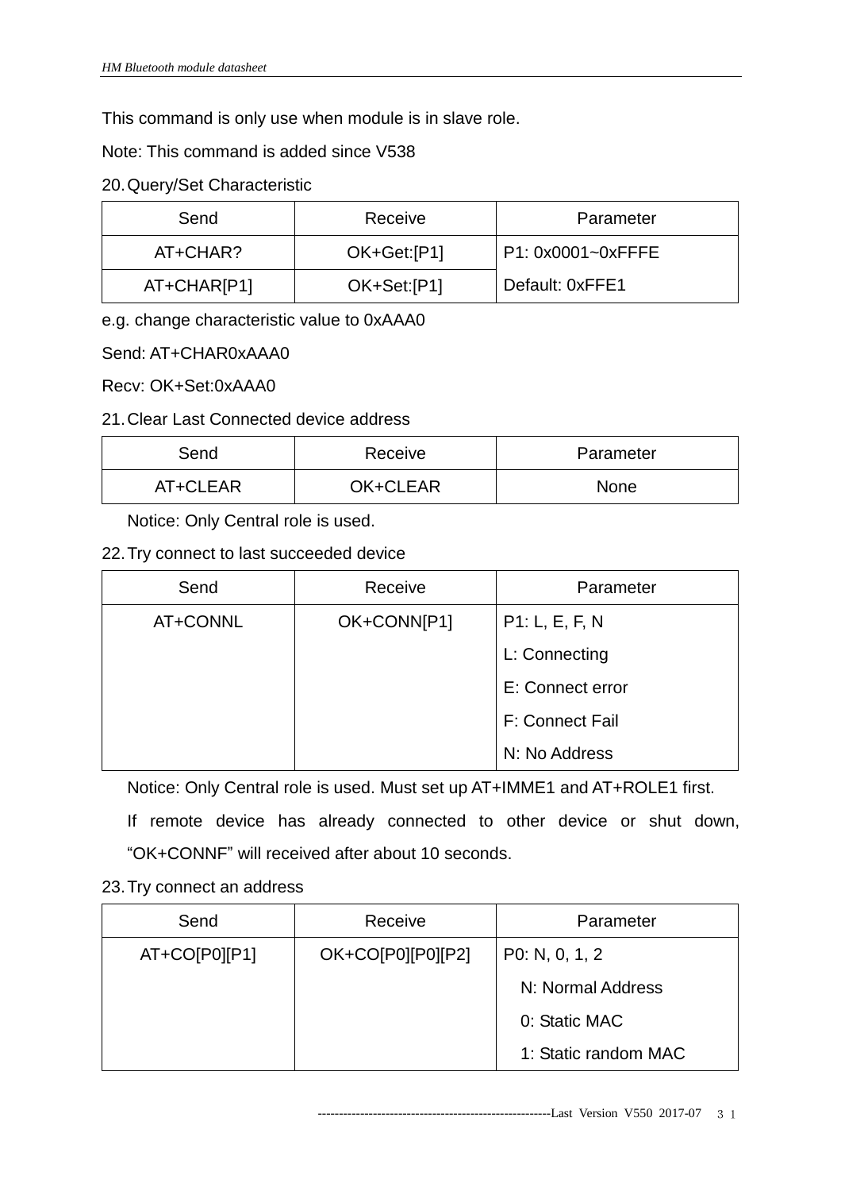This command is only use when module is in slave role.

Note: This command is added since V538

20. Query/Set Characteristic

| Send | Receive | Parameter |
|---|---|---|
| AT+CHAR? | OK+Get:[P1] | P1: 0x0001~0xFFFE |
| AT+CHAR[P1] | OK+Set:[P1] | Default: 0xFFE1 |

e.g. change characteristic value to 0xAAA0

Send: AT+CHAR0xAAA0

Recv: OK+Set:0xAAA0

21. Clear Last Connected device address

| Send | Receive | Parameter |
|---|---|---|
| AT+CLEAR | OK+CLEAR | None |

Notice: Only Central role is used.

22. Try connect to last succeeded device

| Send | Receive | Parameter |
|---|---|---|
| AT+CONNL | OK+CONN[P1] | P1: L, E, F, N<br>L: Connecting<br>E: Connect error<br>F: Connect Fail<br>N: No Address |

Notice: Only Central role is used. Must set up AT+IMME1 and AT+ROLE1 first.

If remote device has already connected to other device or shut down, "OK+CONNF" will received after about 10 seconds.

23. Try connect an address

| Send | Receive | Parameter |
|---|---|---|
| AT+CO[P0][P1] | OK+CO[P0][P0][P2] | P0: N, 0, 1, 2<br>N: Normal Address<br>0: Static MAC<br>1: Static random MAC |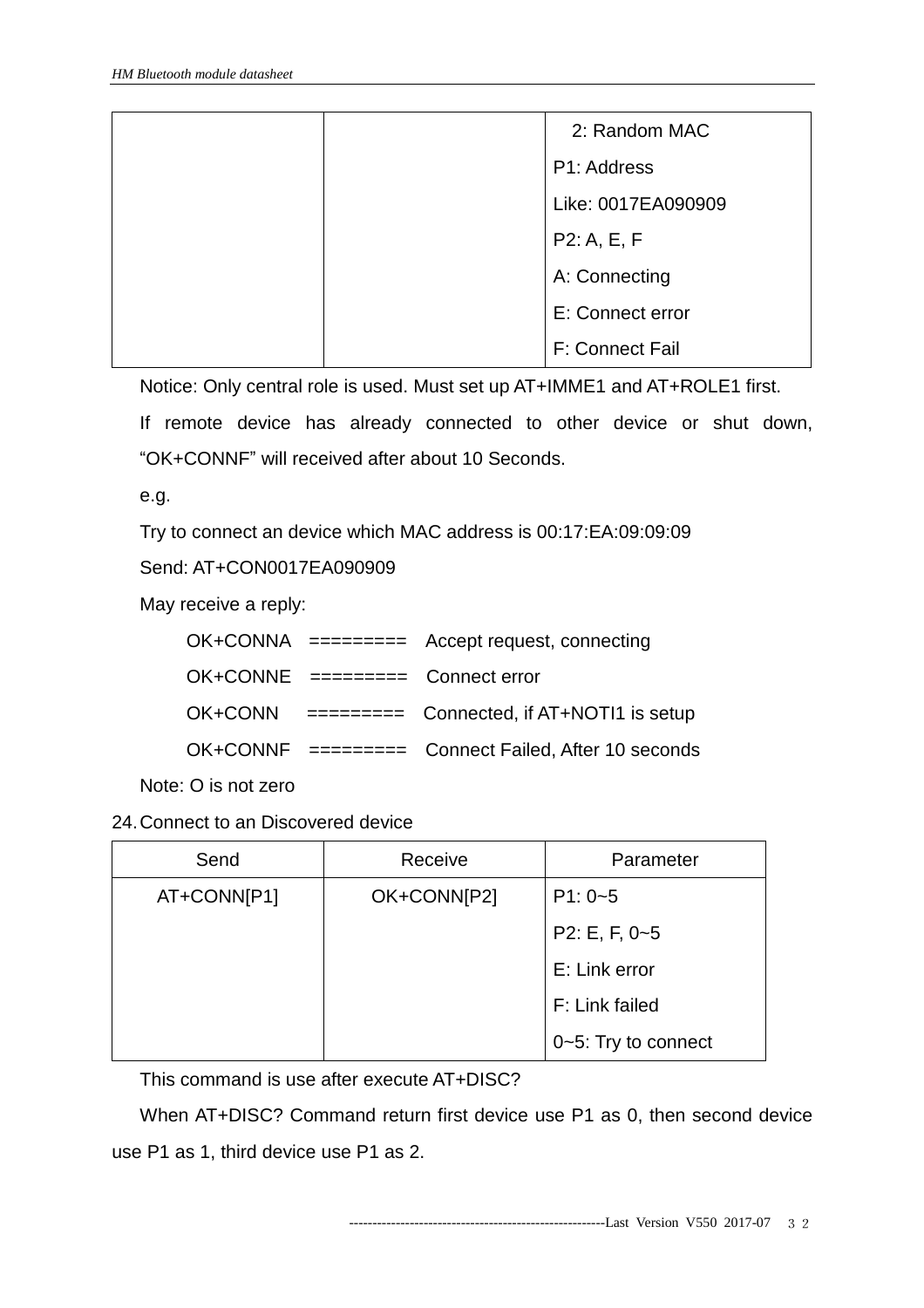| | | 2: Random MAC |
|---|---|---|
| | | P1: Address |
| | | Like: 0017EA090909 |
| | | P2: A, E, F |
| | | A: Connecting |
| | | E: Connect error |
| | | F: Connect Fail |

Notice: Only central role is used. Must set up AT+IMME1 and AT+ROLE1 first.

If remote device has already connected to other device or shut down, “OK+CONNF” will received after about 10 Seconds.

e.g.

Try to connect an device which MAC address is 00:17:EA:09:09:09

Send: AT+CON0017EA090909

May receive a reply:

OK+CONNA ========= Accept request, connecting

OK+CONNE ========= Connect error

OK+CONN ========= Connected, if AT+NOTI1 is setup

OK+CONNF ========= Connect Failed, After 10 seconds

Note: O is not zero

24. Connect to an Discovered device

| Send | Receive | Parameter |
|---|---|---|
| AT+CONN[P1] | OK+CONN[P2] | P1: 0~5<br>P2: E, F, 0~5<br>E: Link error<br>F: Link failed<br>0~5: Try to connect |

This command is use after execute AT+DISC?

When AT+DISC? Command return first device use P1 as 0, then second device use P1 as 1, third device use P1 as 2.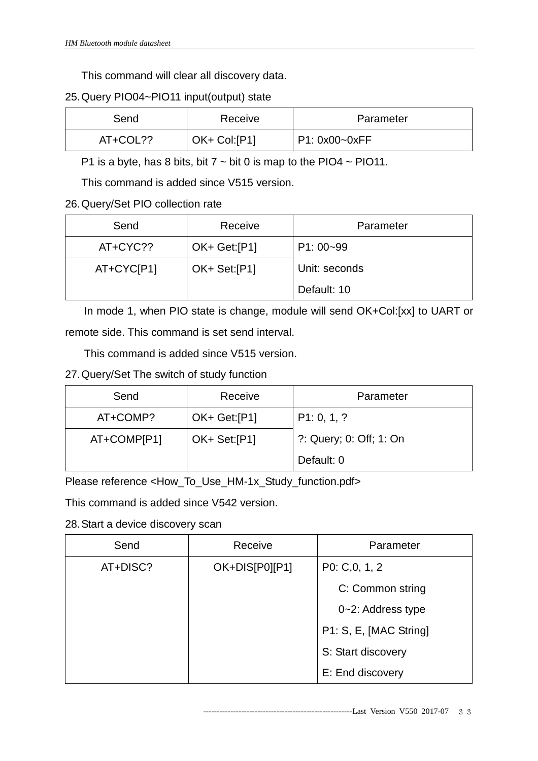This command will clear all discovery data.

25. Query PIO04~PIO11 input(output) state

| Send | Receive | Parameter |
| --- | --- | --- |
| AT+COL?? | OK+ Col:[P1] | P1: 0x00~0xFF |

P1 is a byte, has 8 bits, bit 7 ~ bit 0 is map to the PIO4 ~ PIO11.

This command is added since V515 version.

26. Query/Set PIO collection rate

| Send | Receive | Parameter |
| --- | --- | --- |
| AT+CYC?? | OK+ Get:[P1] | P1: 00~99 |
| AT+CYC[P1] | OK+ Set:[P1] | Unit: seconds<br>Default: 10 |

In mode 1, when PIO state is change, module will send OK+Col:[xx] to UART or remote side. This command is set send interval.

This command is added since V515 version.

27. Query/Set The switch of study function

| Send | Receive | Parameter |
| --- | --- | --- |
| AT+COMP? | OK+ Get:[P1] | P1: 0, 1, ? |
| AT+COMP[P1] | OK+ Set:[P1] | ?: Query; 0: Off; 1: On<br>Default: 0 |

Please reference <How_To_Use_HM-1x_Study_function.pdf>

This command is added since V542 version.

28. Start a device discovery scan

| Send | Receive | Parameter |
| --- | --- | --- |
| AT+DISC? | OK+DIS[P0][P1] | P0: C,0, 1, 2<br>C: Common string<br>0~2: Address type<br>P1: S, E, [MAC String]<br>S: Start discovery<br>E: End discovery |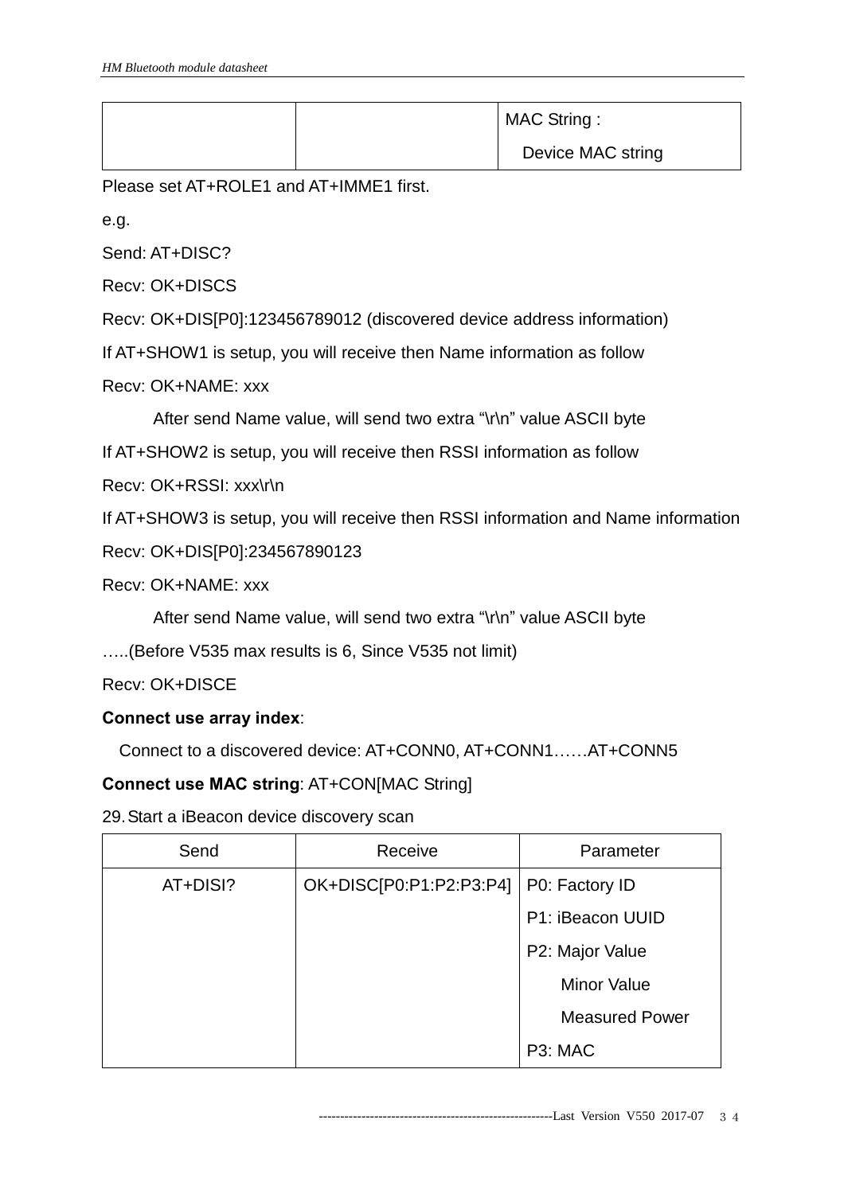| | | |
|---|---|---|
| | | MAC String :<br>Device MAC string |

Please set AT+ROLE1 and AT+IMME1 first.

e.g.

Send: AT+DISC?

Recv: OK+DISCS

Recv: OK+DIS[P0]:123456789012 (discovered device address information)

If AT+SHOW1 is setup, you will receive then Name information as follow

Recv: OK+NAME: xxx

After send Name value, will send two extra "\r\n" value ASCII byte

If AT+SHOW2 is setup, you will receive then RSSI information as follow

Recv: OK+RSSI: xxx\r\n

If AT+SHOW3 is setup, you will receive then RSSI information and Name information

Recv: OK+DIS[P0]:234567890123

Recv: OK+NAME: xxx

After send Name value, will send two extra "\r\n" value ASCII byte

…..(Before V535 max results is 6, Since V535 not limit)

Recv: OK+DISCE

**Connect use array index**:

Connect to a discovered device: AT+CONN0, AT+CONN1……AT+CONN5

**Connect use MAC string**: AT+CON[MAC String]

29. Start a iBeacon device discovery scan

| Send | Receive | Parameter |
|---|---|---|
| AT+DISI? | OK+DISC[P0:P1:P2:P3:P4] | P0: Factory ID<br>P1: iBeacon UUID<br>P2: Major Value<br>Minor Value<br>Measured Power<br>P3: MAC |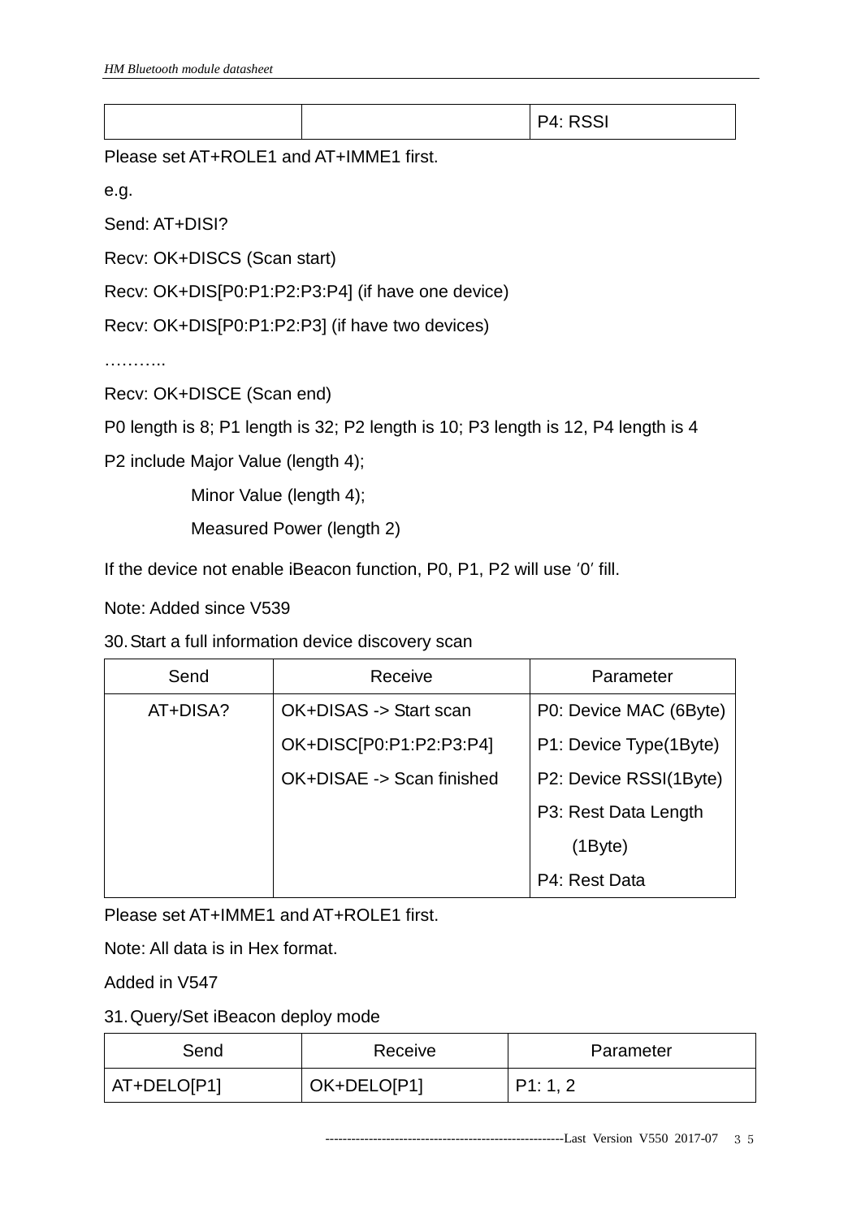|  |  | P4: RSSI |
|---|---|---|

Please set AT+ROLE1 and AT+IMME1 first.

e.g.

Send: AT+DISI?

Recv: OK+DISCS (Scan start)

Recv: OK+DIS[P0:P1:P2:P3:P4] (if have one device)

Recv: OK+DIS[P0:P1:P2:P3] (if have two devices)

………..

Recv: OK+DISCE (Scan end)

P0 length is 8; P1 length is 32; P2 length is 10; P3 length is 12, P4 length is 4

P2 include Major Value (length 4);

Minor Value (length 4);

Measured Power (length 2)

If the device not enable iBeacon function, P0, P1, P2 will use '0' fill.

Note: Added since V539

30. Start a full information device discovery scan

| Send | Receive | Parameter |
|---|---|---|
| AT+DISA? | OK+DISAS -> Start scan<br>OK+DISC[P0:P1:P2:P3:P4]<br>OK+DISAE -> Scan finished | P0: Device MAC (6Byte)<br>P1: Device Type(1Byte)<br>P2: Device RSSI(1Byte)<br>P3: Rest Data Length (1Byte)<br>P4: Rest Data |

Please set AT+IMME1 and AT+ROLE1 first.

Note: All data is in Hex format.

Added in V547

31. Query/Set iBeacon deploy mode

| Send | Receive | Parameter |
|---|---|---|
| AT+DELO[P1] | OK+DELO[P1] | P1: 1, 2 |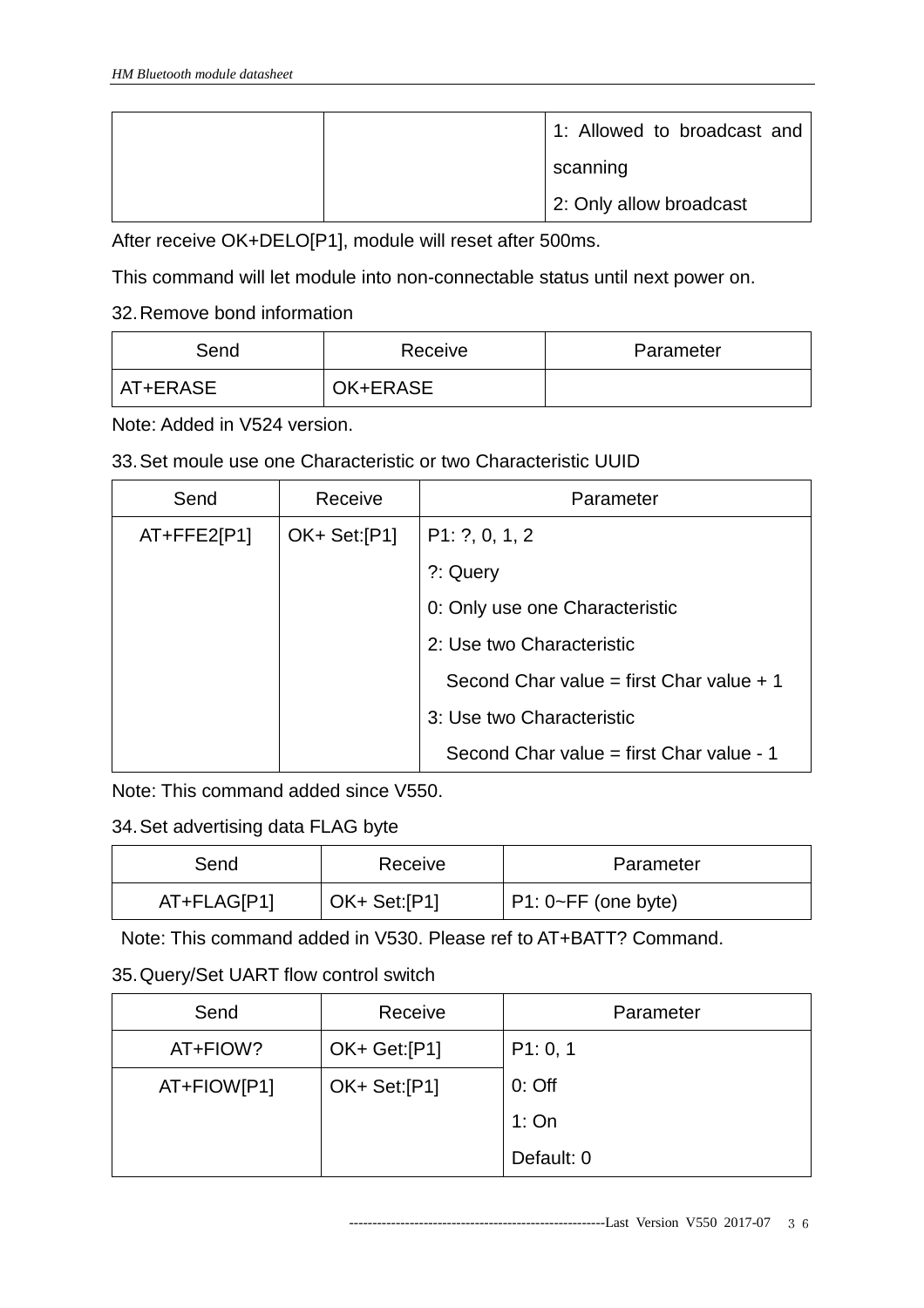| | | 1: Allowed to broadcast and scanning<br>2: Only allow broadcast |
|---|---|---|

After receive OK+DELO[P1], module will reset after 500ms.

This command will let module into non-connectable status until next power on.

32. Remove bond information

| Send | Receive | Parameter |
|---|---|---|
| AT+ERASE | OK+ERASE | |

Note: Added in V524 version.

33. Set moule use one Characteristic or two Characteristic UUID

| Send | Receive | Parameter |
|---|---|---|
| AT+FFE2[P1] | OK+ Set:[P1] | P1: ?, 0, 1, 2<br>?: Query<br>0: Only use one Characteristic<br>2: Use two Characteristic<br>Second Char value = first Char value + 1<br>3: Use two Characteristic<br>Second Char value = first Char value - 1 |

Note: This command added since V550.

34. Set advertising data FLAG byte

| Send | Receive | Parameter |
|---|---|---|
| AT+FLAG[P1] | OK+ Set:[P1] | P1: 0~FF (one byte) |

Note: This command added in V530. Please ref to AT+BATT? Command.

35. Query/Set UART flow control switch

| Send | Receive | Parameter |
|---|---|---|
| AT+FIOW? | OK+ Get:[P1] | P1: 0, 1<br>0: Off<br>1: On<br>Default: 0 |
| AT+FIOW[P1] | OK+ Set:[P1] | |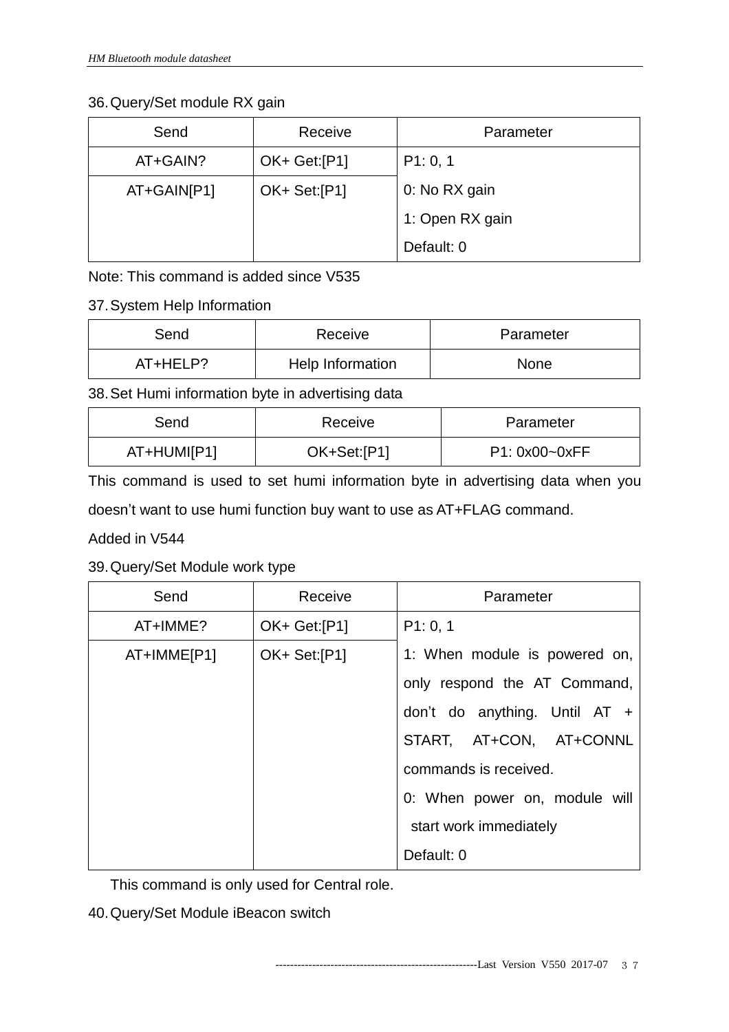36. Query/Set module RX gain

| Send | Receive | Parameter |
|---|---|---|
| AT+GAIN? | OK+ Get:[P1] | P1: 0, 1 |
| AT+GAIN[P1] | OK+ Set:[P1] | 0: No RX gain<br>1: Open RX gain<br>Default: 0 |

Note: This command is added since V535

37. System Help Information

| Send | Receive | Parameter |
|---|---|---|
| AT+HELP? | Help Information | None |

38. Set Humi information byte in advertising data

| Send | Receive | Parameter |
|---|---|---|
| AT+HUMI[P1] | OK+Set:[P1] | P1: 0x00~0xFF |

This command is used to set humi information byte in advertising data when you doesn't want to use humi function buy want to use as AT+FLAG command.

Added in V544

39. Query/Set Module work type

| Send | Receive | Parameter |
|---|---|---|
| AT+IMME? | OK+ Get:[P1] | P1: 0, 1 |
| AT+IMME[P1] | OK+ Set:[P1] | 1: When module is powered on, only respond the AT Command, don't do anything. Until AT + START, AT+CON, AT+CONNL commands is received.<br>0: When power on, module will start work immediately<br>Default: 0 |

This command is only used for Central role.

40. Query/Set Module iBeacon switch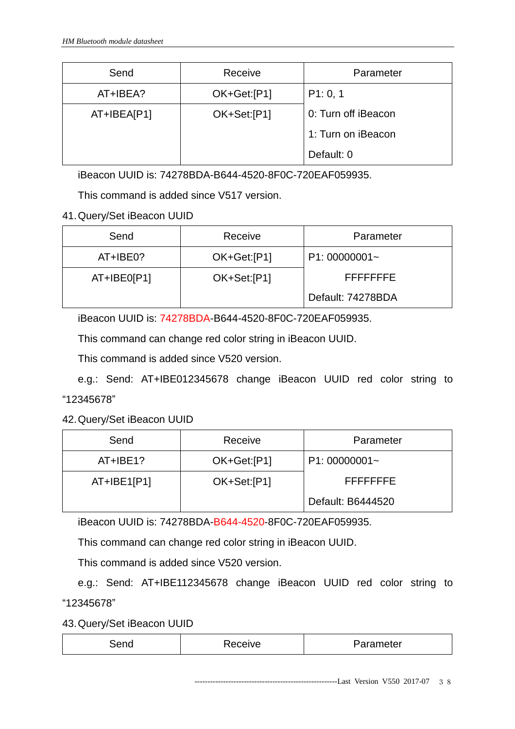| Send | Receive | Parameter |
| --- | --- | --- |
| AT+IBEA? | OK+Get:[P1] | P1: 0, 1 |
| AT+IBEA[P1] | OK+Set:[P1] | 0: Turn off iBeacon<br>1: Turn on iBeacon<br>Default: 0 |

iBeacon UUID is: 74278BDA-B644-4520-8F0C-720EAF059935.

This command is added since V517 version.

41. Query/Set iBeacon UUID

| Send | Receive | Parameter |
| --- | --- | --- |
| AT+IBE0? | OK+Get:[P1] | P1: 00000001~ |
| AT+IBE0[P1] | OK+Set:[P1] | FFFFFFFE<br>Default: 74278BDA |

iBeacon UUID is: 74278BDA-B644-4520-8F0C-720EAF059935.

This command can change red color string in iBeacon UUID.

This command is added since V520 version.

e.g.: Send: AT+IBE012345678 change iBeacon UUID red color string to "12345678"

42. Query/Set iBeacon UUID

| Send | Receive | Parameter |
| --- | --- | --- |
| AT+IBE1? | OK+Get:[P1] | P1: 00000001~ |
| AT+IBE1[P1] | OK+Set:[P1] | FFFFFFFE<br>Default: B6444520 |

iBeacon UUID is: 74278BDA-B644-4520-8F0C-720EAF059935.

This command can change red color string in iBeacon UUID.

This command is added since V520 version.

e.g.: Send: AT+IBE112345678 change iBeacon UUID red color string to "12345678"

43. Query/Set iBeacon UUID

| Send | Receive | Parameter |
| --- | --- | --- |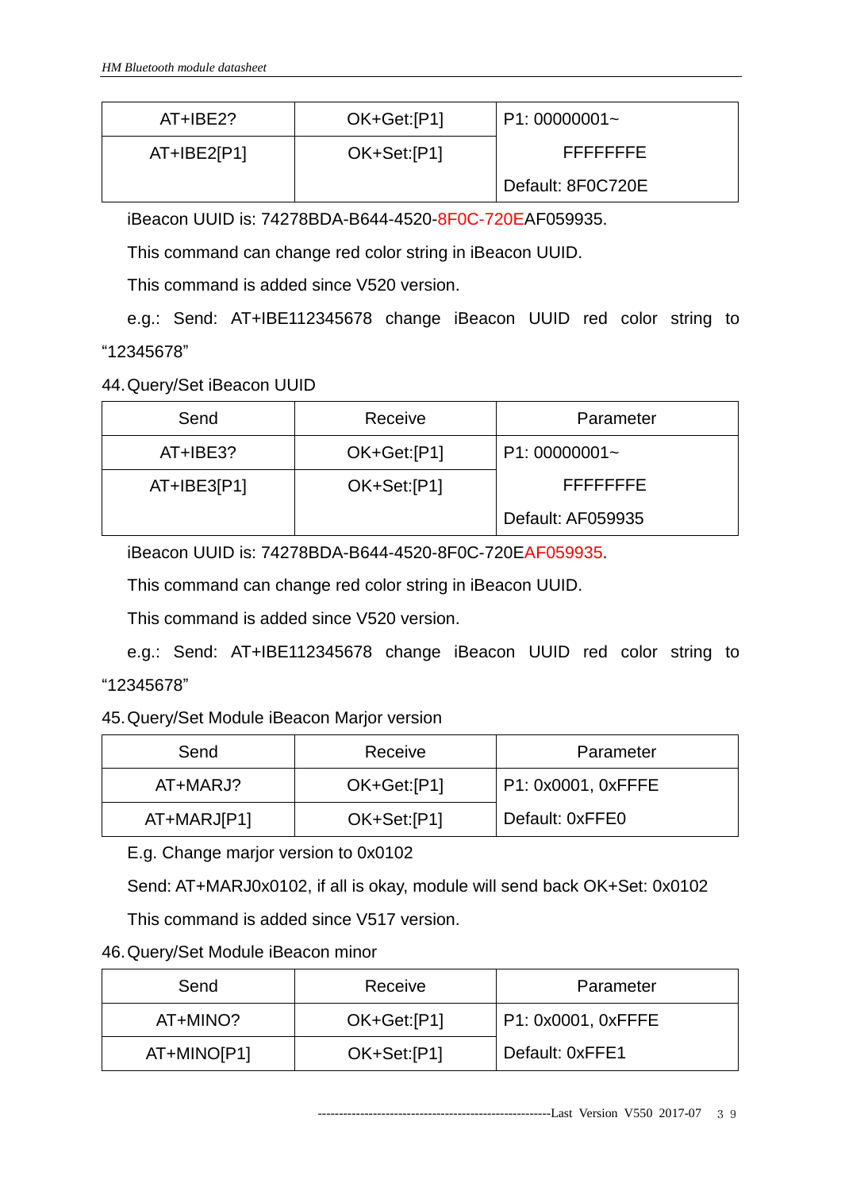| AT+IBE2? | OK+Get:[P1] | P1: 00000001~ FFFFFFFE Default: 8F0C720E |
|---|---|---|
| AT+IBE2[P1] | OK+Set:[P1] | |

iBeacon UUID is: 74278BDA-B644-4520-8F0C-720EAF059935.

This command can change red color string in iBeacon UUID.

This command is added since V520 version.

e.g.: Send: AT+IBE112345678 change iBeacon UUID red color string to "12345678"

44. Query/Set iBeacon UUID

| Send | Receive | Parameter |
|---|---|---|
| AT+IBE3? | OK+Get:[P1] | P1: 00000001~ FFFFFFFE Default: AF059935 |
| AT+IBE3[P1] | OK+Set:[P1] | |

iBeacon UUID is: 74278BDA-B644-4520-8F0C-720EAF059935.

This command can change red color string in iBeacon UUID.

This command is added since V520 version.

e.g.: Send: AT+IBE112345678 change iBeacon UUID red color string to "12345678"

45. Query/Set Module iBeacon Marjor version

| Send | Receive | Parameter |
|---|---|---|
| AT+MARJ? | OK+Get:[P1] | P1: 0x0001, 0xFFFE |
| AT+MARJ[P1] | OK+Set:[P1] | Default: 0xFFE0 |

E.g. Change marjor version to 0x0102

Send: AT+MARJ0x0102, if all is okay, module will send back OK+Set: 0x0102

This command is added since V517 version.

46. Query/Set Module iBeacon minor

| Send | Receive | Parameter |
|---|---|---|
| AT+MINO? | OK+Get:[P1] | P1: 0x0001, 0xFFFE |
| AT+MINO[P1] | OK+Set:[P1] | Default: 0xFFE1 |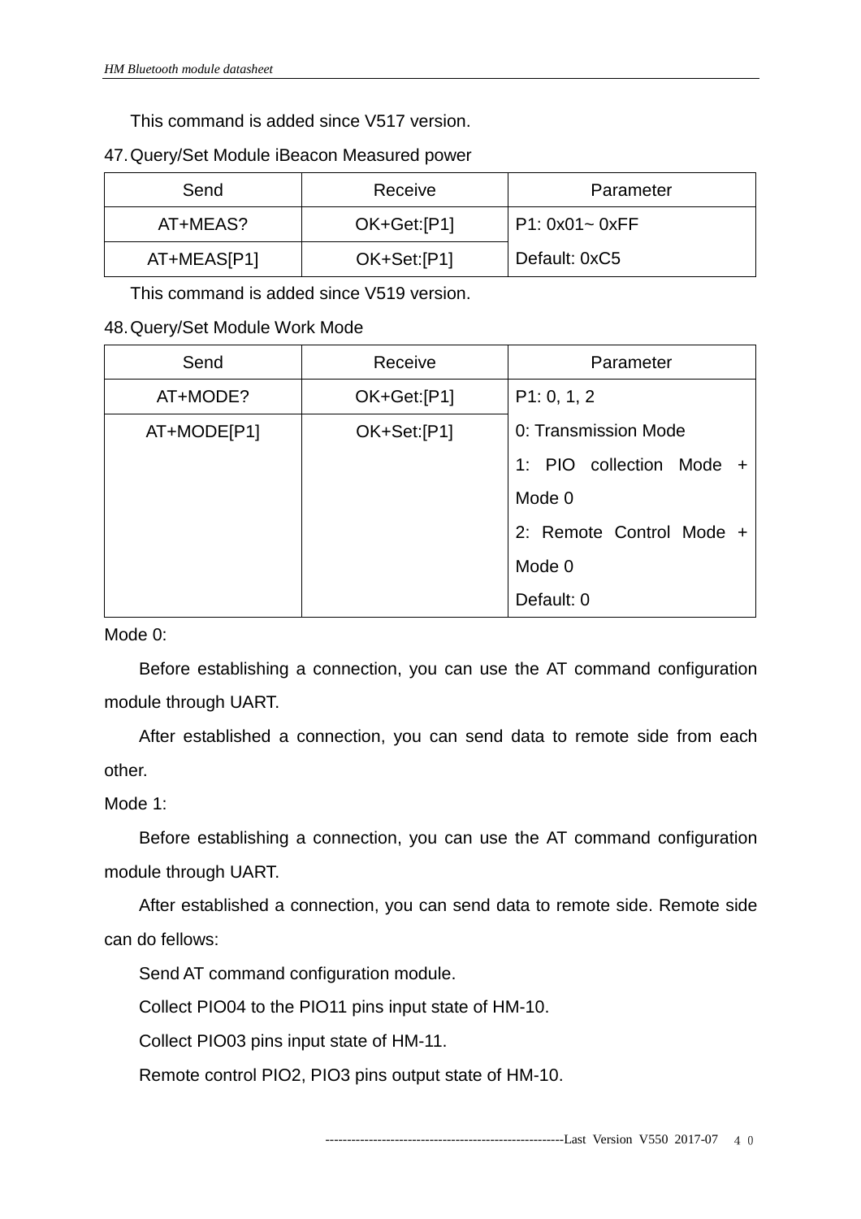This command is added since V517 version.

47. Query/Set Module iBeacon Measured power

| Send | Receive | Parameter |
|---|---|---|
| AT+MEAS? | OK+Get:[P1] | P1: 0x01~ 0xFF<br>Default: 0xC5 |
| AT+MEAS[P1] | OK+Set:[P1] | |

This command is added since V519 version.

48. Query/Set Module Work Mode

| Send | Receive | Parameter |
|---|---|---|
| AT+MODE? | OK+Get:[P1] | P1: 0, 1, 2<br>0: Transmission Mode<br>1: PIO collection Mode + Mode 0<br>2: Remote Control Mode + Mode 0<br>Default: 0 |
| AT+MODE[P1] | OK+Set:[P1] | |

Mode 0:

Before establishing a connection, you can use the AT command configuration module through UART.

After established a connection, you can send data to remote side from each other.

Mode 1:

Before establishing a connection, you can use the AT command configuration module through UART.

After established a connection, you can send data to remote side. Remote side can do fellows:

Send AT command configuration module.

Collect PIO04 to the PIO11 pins input state of HM-10.

Collect PIO03 pins input state of HM-11.

Remote control PIO2, PIO3 pins output state of HM-10.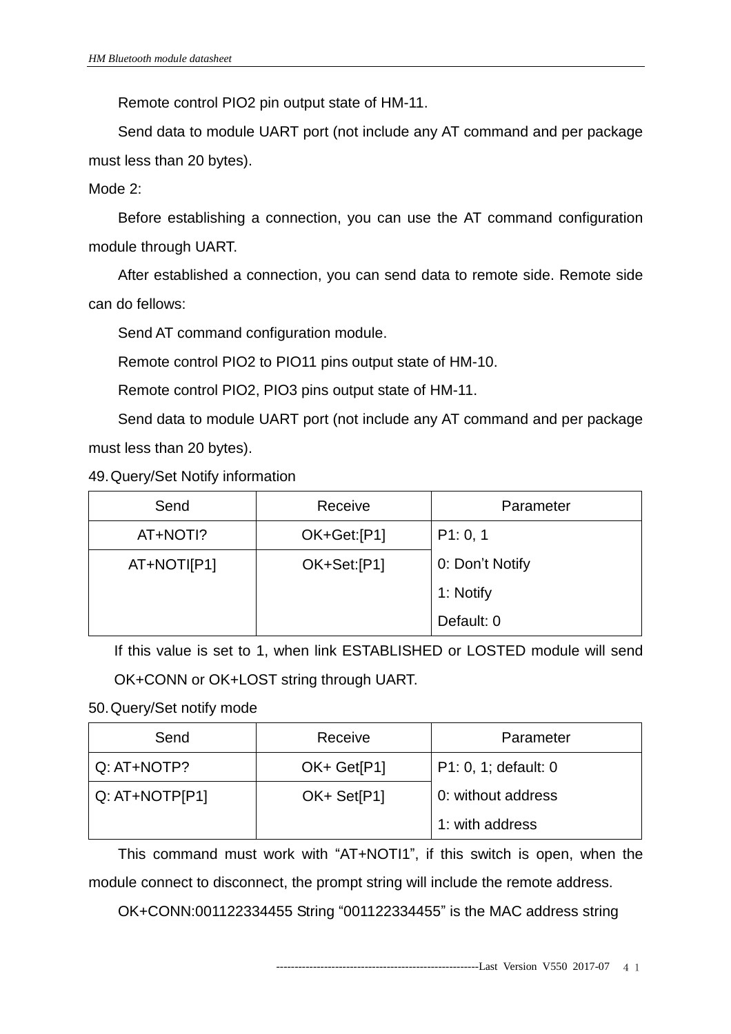Remote control PIO2 pin output state of HM-11.

Send data to module UART port (not include any AT command and per package must less than 20 bytes).

Mode 2:

Before establishing a connection, you can use the AT command configuration module through UART.

After established a connection, you can send data to remote side. Remote side can do fellows:

Send AT command configuration module.

Remote control PIO2 to PIO11 pins output state of HM-10.

Remote control PIO2, PIO3 pins output state of HM-11.

Send data to module UART port (not include any AT command and per package must less than 20 bytes).

49. Query/Set Notify information

| Send | Receive | Parameter |
| --- | --- | --- |
| AT+NOTI? | OK+Get:[P1] | P1: 0, 1<br>0: Don't Notify<br>1: Notify<br>Default: 0 |
| AT+NOTI[P1] | OK+Set:[P1] | |

If this value is set to 1, when link ESTABLISHED or LOSTED module will send OK+CONN or OK+LOST string through UART.

50. Query/Set notify mode

| Send | Receive | Parameter |
| --- | --- | --- |
| Q: AT+NOTP? | OK+ Get[P1] | P1: 0, 1; default: 0<br>0: without address<br>1: with address |
| Q: AT+NOTP[P1] | OK+ Set[P1] | |

This command must work with "AT+NOTI1", if this switch is open, when the module connect to disconnect, the prompt string will include the remote address.

OK+CONN:001122334455 String "001122334455" is the MAC address string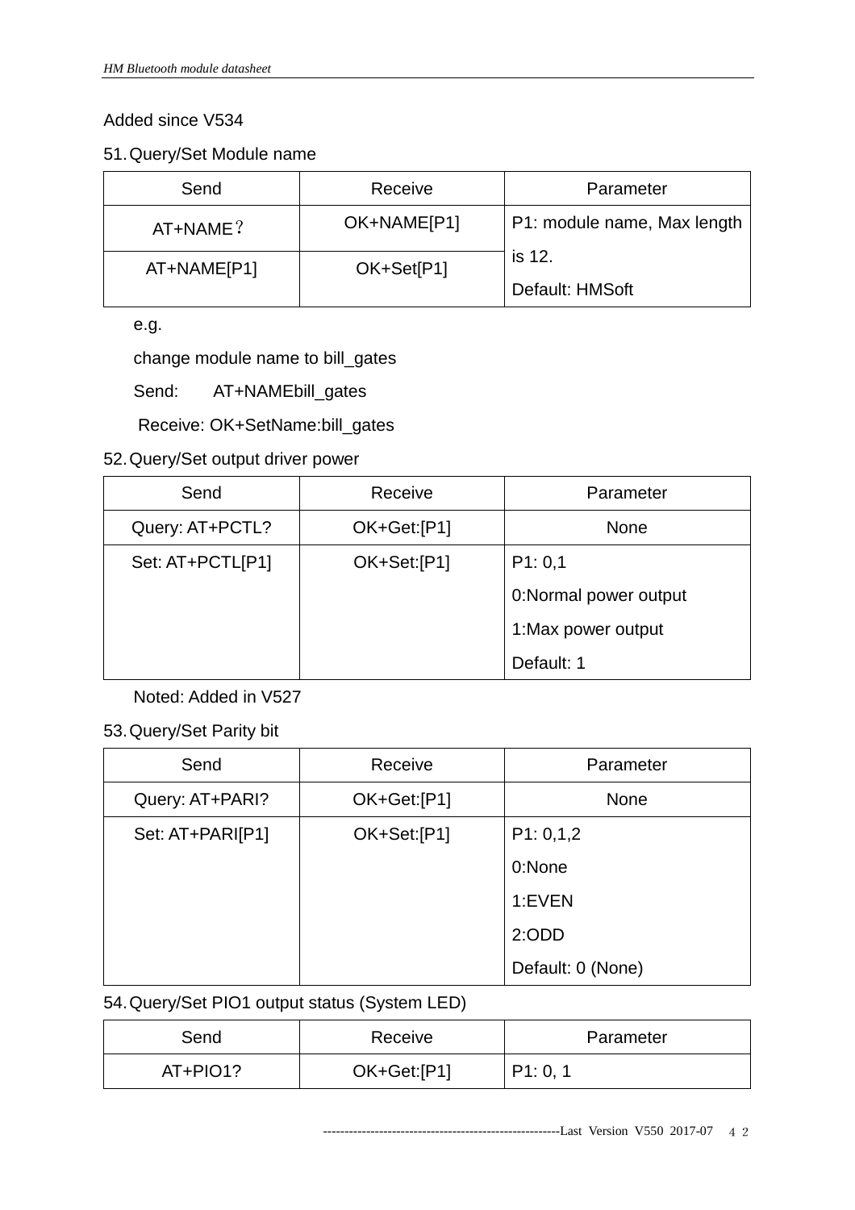Added since V534

51. Query/Set Module name

| Send | Receive | Parameter |
| --- | --- | --- |
| AT+NAME？ | OK+NAME[P1] | P1: module name, Max length is 12.<br>Default: HMSoft |
| AT+NAME[P1] | OK+Set[P1] | |

e.g.

change module name to bill_gates

Send:  AT+NAMEbill_gates

Receive: OK+SetName:bill_gates

52. Query/Set output driver power

| Send | Receive | Parameter |
| --- | --- | --- |
| Query: AT+PCTL? | OK+Get:[P1] | None |
| Set: AT+PCTL[P1] | OK+Set:[P1] | P1: 0,1<br>0:Normal power output<br>1:Max power output<br>Default: 1 |

Noted: Added in V527

53. Query/Set Parity bit

| Send | Receive | Parameter |
| --- | --- | --- |
| Query: AT+PARI? | OK+Get:[P1] | None |
| Set: AT+PARI[P1] | OK+Set:[P1] | P1: 0,1,2<br>0:None<br>1:EVEN<br>2:ODD<br>Default: 0 (None) |

54. Query/Set PIO1 output status (System LED)

| Send | Receive | Parameter |
| --- | --- | --- |
| AT+PIO1? | OK+Get:[P1] | P1: 0, 1 |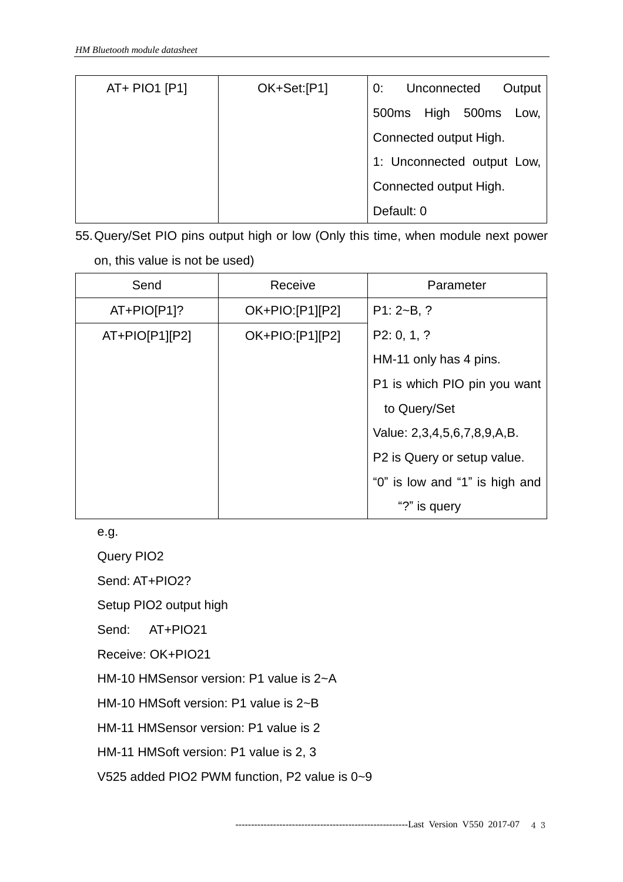| AT+ PIO1 [P1] | OK+Set:[P1] | 0: Unconnected Output 500ms High 500ms Low, Connected output High.<br>1: Unconnected output Low, Connected output High.<br>Default: 0 |
|---|---|---|

55. Query/Set PIO pins output high or low (Only this time, when module next power on, this value is not be used)

| Send | Receive | Parameter |
|---|---|---|
| AT+PIO[P1]? | OK+PIO:[P1][P2] | P1: 2~B, ?<br>P2: 0, 1, ?<br>HM-11 only has 4 pins.<br>P1 is which PIO pin you want to Query/Set<br>Value: 2,3,4,5,6,7,8,9,A,B.<br>P2 is Query or setup value.<br>"0" is low and "1" is high and "?" is query |
| AT+PIO[P1][P2] | OK+PIO:[P1][P2] | |

e.g.

Query PIO2

Send: AT+PIO2?

Setup PIO2 output high

Send: AT+PIO21

Receive: OK+PIO21

HM-10 HMSensor version: P1 value is 2~A

HM-10 HMSoft version: P1 value is 2~B

HM-11 HMSensor version: P1 value is 2

HM-11 HMSoft version: P1 value is 2, 3

V525 added PIO2 PWM function, P2 value is 0~9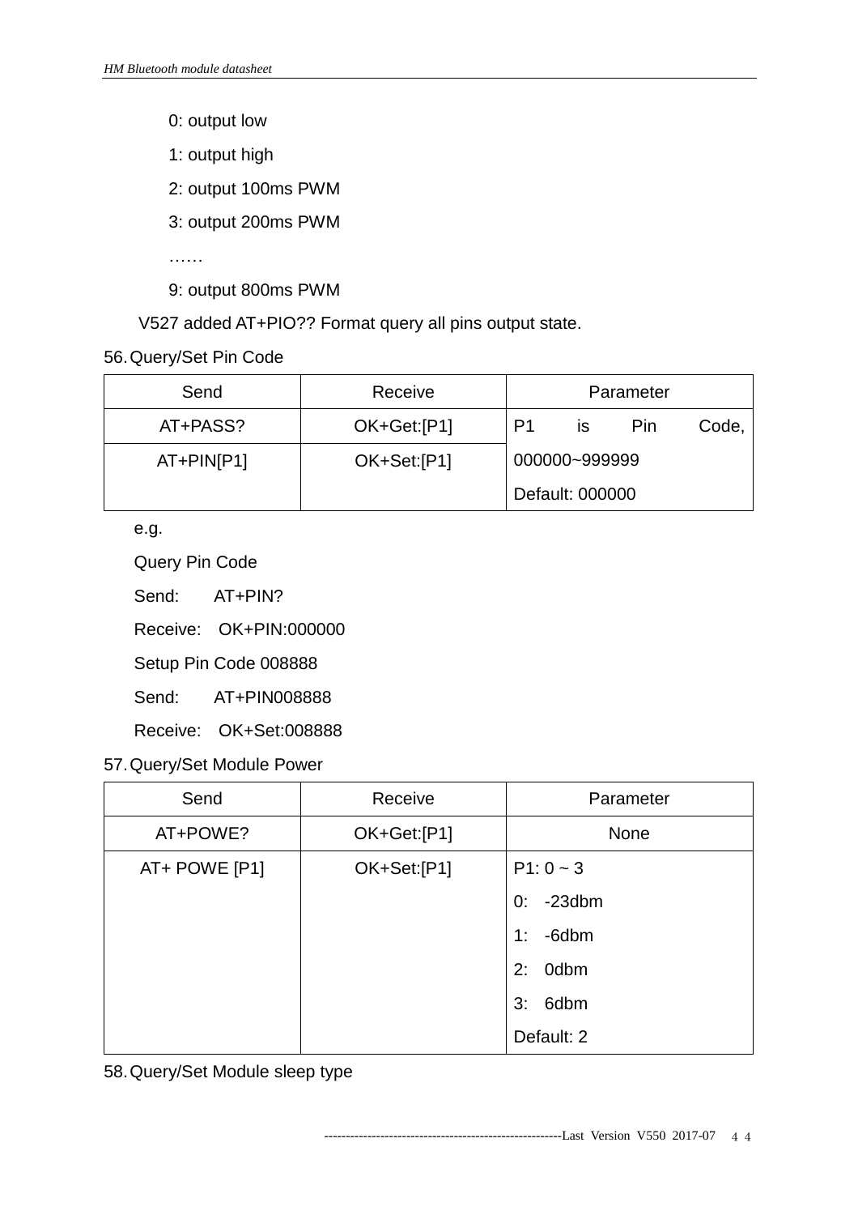0: output low

1: output high

2: output 100ms PWM

3: output 200ms PWM

……

9: output 800ms PWM

V527 added AT+PIO?? Format query all pins output state.

56. Query/Set Pin Code

| Send | Receive | Parameter |
|---|---|---|
| AT+PASS? | OK+Get:[P1] | P1 is Pin Code, 000000~999999 Default: 000000 |
| AT+PIN[P1] | OK+Set:[P1] | |

e.g.

Query Pin Code

Send: AT+PIN?

Receive: OK+PIN:000000

Setup Pin Code 008888

Send: AT+PIN008888

Receive: OK+Set:008888

57. Query/Set Module Power

| Send | Receive | Parameter |
|---|---|---|
| AT+POWE? | OK+Get:[P1] | None |
| AT+ POWE [P1] | OK+Set:[P1] | P1: 0 ~ 3<br>0: -23dbm<br>1: -6dbm<br>2: 0dbm<br>3: 6dbm<br>Default: 2 |

58. Query/Set Module sleep type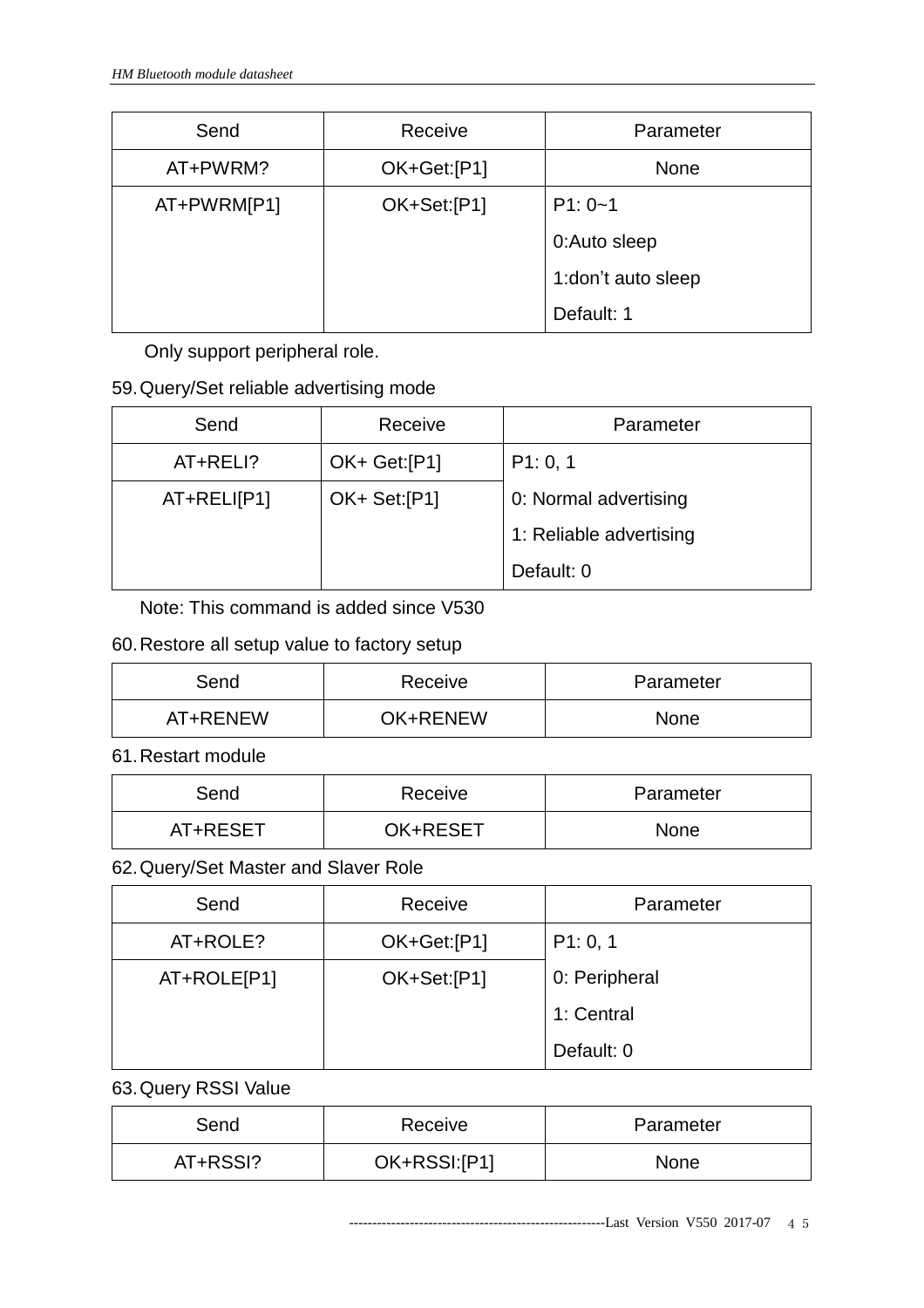| Send | Receive | Parameter |
|---|---|---|
| AT+PWRM? | OK+Get:[P1] | None |
| AT+PWRM[P1] | OK+Set:[P1] | P1: 0~1<br>0:Auto sleep<br>1:don't auto sleep<br>Default: 1 |

Only support peripheral role.

59. Query/Set reliable advertising mode

| Send | Receive | Parameter |
|---|---|---|
| AT+RELI? | OK+ Get:[P1] | P1: 0, 1<br>0: Normal advertising<br>1: Reliable advertising<br>Default: 0 |
| AT+RELI[P1] | OK+ Set:[P1] | |

Note: This command is added since V530

60. Restore all setup value to factory setup

| Send | Receive | Parameter |
|---|---|---|
| AT+RENEW | OK+RENEW | None |

61. Restart module

| Send | Receive | Parameter |
|---|---|---|
| AT+RESET | OK+RESET | None |

62. Query/Set Master and Slaver Role

| Send | Receive | Parameter |
|---|---|---|
| AT+ROLE? | OK+Get:[P1] | P1: 0, 1<br>0: Peripheral<br>1: Central<br>Default: 0 |
| AT+ROLE[P1] | OK+Set:[P1] | |

63. Query RSSI Value

| Send | Receive | Parameter |
|---|---|---|
| AT+RSSI? | OK+RSSI:[P1] | None |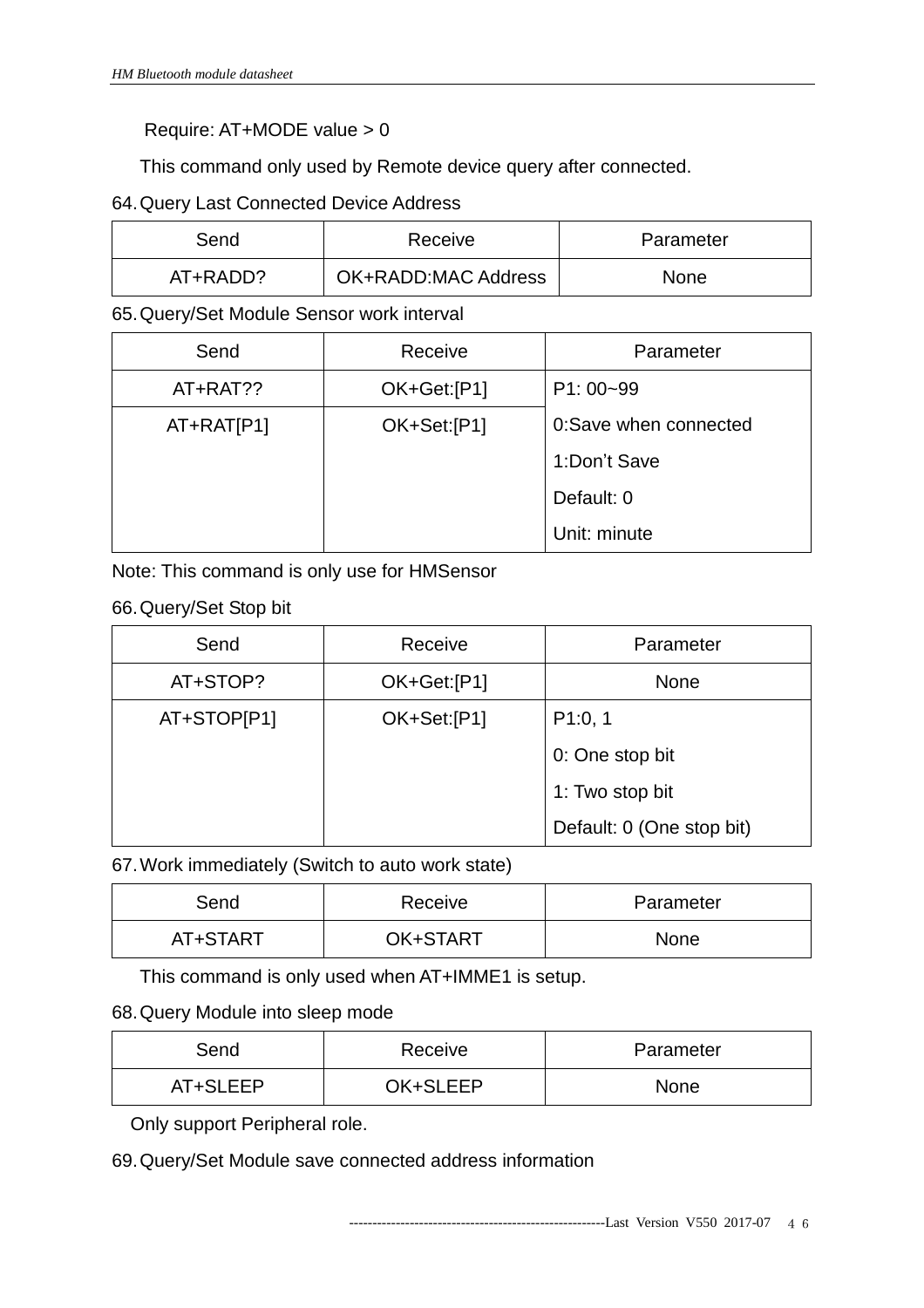Require: AT+MODE value > 0

This command only used by Remote device query after connected.

64. Query Last Connected Device Address

| Send | Receive | Parameter |
|---|---|---|
| AT+RADD? | OK+RADD:MAC Address | None |

65. Query/Set Module Sensor work interval

| Send | Receive | Parameter |
|---|---|---|
| AT+RAT?? | OK+Get:[P1] | P1: 00~99<br>0:Save when connected<br>1:Don't Save<br>Default: 0<br>Unit: minute |
| AT+RAT[P1] | OK+Set:[P1] | |

Note: This command is only use for HMSensor

66. Query/Set Stop bit

| Send | Receive | Parameter |
|---|---|---|
| AT+STOP? | OK+Get:[P1] | None |
| AT+STOP[P1] | OK+Set:[P1] | P1:0, 1<br>0: One stop bit<br>1: Two stop bit<br>Default: 0 (One stop bit) |

67. Work immediately (Switch to auto work state)

| Send | Receive | Parameter |
|---|---|---|
| AT+START | OK+START | None |

This command is only used when AT+IMME1 is setup.

68. Query Module into sleep mode

| Send | Receive | Parameter |
|---|---|---|
| AT+SLEEP | OK+SLEEP | None |

Only support Peripheral role.

69. Query/Set Module save connected address information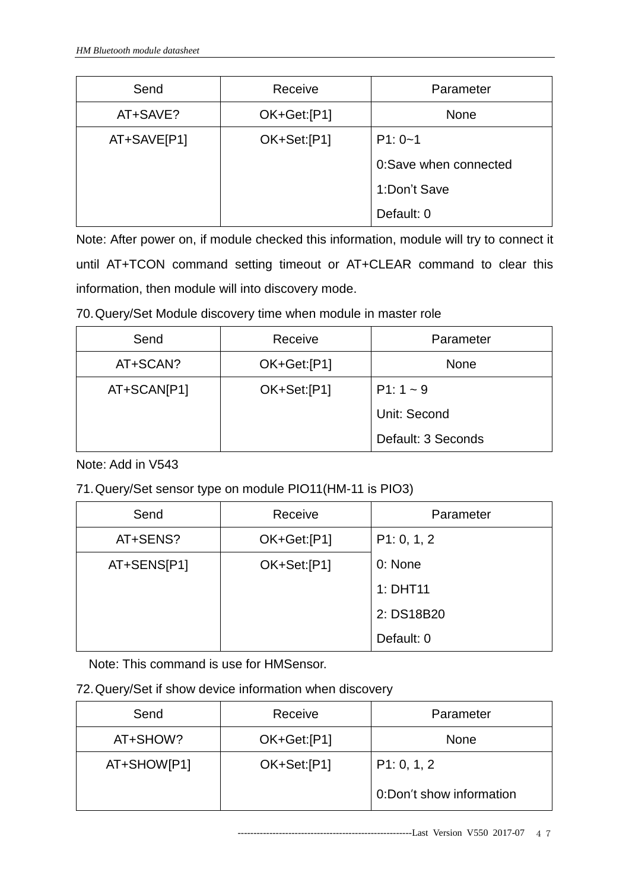| Send | Receive | Parameter |
|---|---|---|
| AT+SAVE? | OK+Get:[P1] | None |
| AT+SAVE[P1] | OK+Set:[P1] | P1: 0~1<br>0:Save when connected<br>1:Don't Save<br>Default: 0 |

Note: After power on, if module checked this information, module will try to connect it until AT+TCON command setting timeout or AT+CLEAR command to clear this information, then module will into discovery mode.

70. Query/Set Module discovery time when module in master role

| Send | Receive | Parameter |
|---|---|---|
| AT+SCAN? | OK+Get:[P1] | None |
| AT+SCAN[P1] | OK+Set:[P1] | P1: 1 ~ 9<br>Unit: Second<br>Default: 3 Seconds |

Note: Add in V543

71. Query/Set sensor type on module PIO11(HM-11 is PIO3)

| Send | Receive | Parameter |
|---|---|---|
| AT+SENS? | OK+Get:[P1] | P1: 0, 1, 2<br>0: None<br>1: DHT11<br>2: DS18B20<br>Default: 0 |
| AT+SENS[P1] | OK+Set:[P1] | |

Note: This command is use for HMSensor.

72. Query/Set if show device information when discovery

| Send | Receive | Parameter |
|---|---|---|
| AT+SHOW? | OK+Get:[P1] | None |
| AT+SHOW[P1] | OK+Set:[P1] | P1: 0, 1, 2<br>0:Don't show information |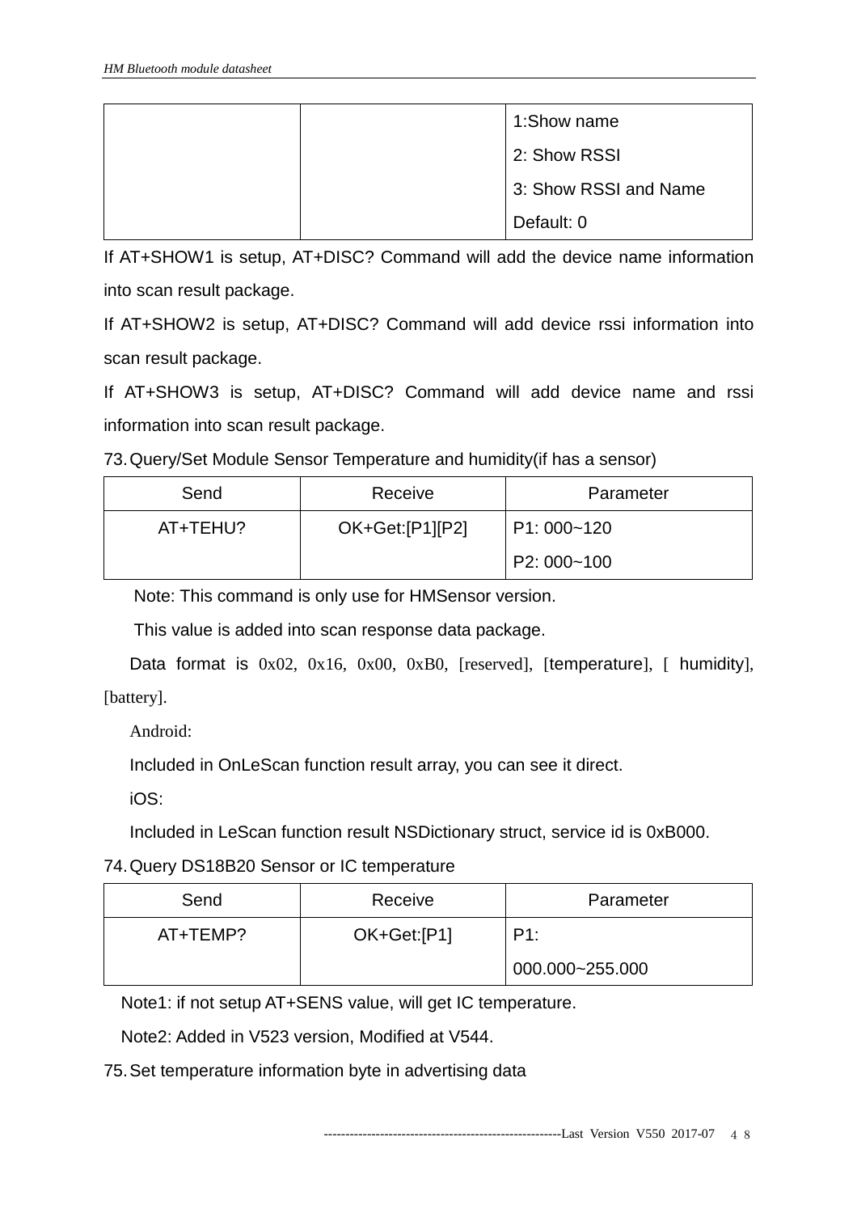|  |  | 1:Show name<br>2: Show RSSI<br>3: Show RSSI and Name<br>Default: 0 |
|---|---|---|

If AT+SHOW1 is setup, AT+DISC? Command will add the device name information into scan result package.

If AT+SHOW2 is setup, AT+DISC? Command will add device rssi information into scan result package.

If AT+SHOW3 is setup, AT+DISC? Command will add device name and rssi information into scan result package.

73. Query/Set Module Sensor Temperature and humidity(if has a sensor)

| Send | Receive | Parameter |
|---|---|---|
| AT+TEHU? | OK+Get:[P1][P2] | P1: 000~120<br>P2: 000~100 |

Note: This command is only use for HMSensor version.

This value is added into scan response data package.

Data format is 0x02, 0x16, 0x00, 0xB0, [reserved], [temperature], [ humidity], [battery].

Android:

Included in OnLeScan function result array, you can see it direct.

iOS:

Included in LeScan function result NSDictionary struct, service id is 0xB000.

74. Query DS18B20 Sensor or IC temperature

| Send | Receive | Parameter |
|---|---|---|
| AT+TEMP? | OK+Get:[P1] | P1:<br>000.000~255.000 |

Note1: if not setup AT+SENS value, will get IC temperature.

Note2: Added in V523 version, Modified at V544.

75. Set temperature information byte in advertising data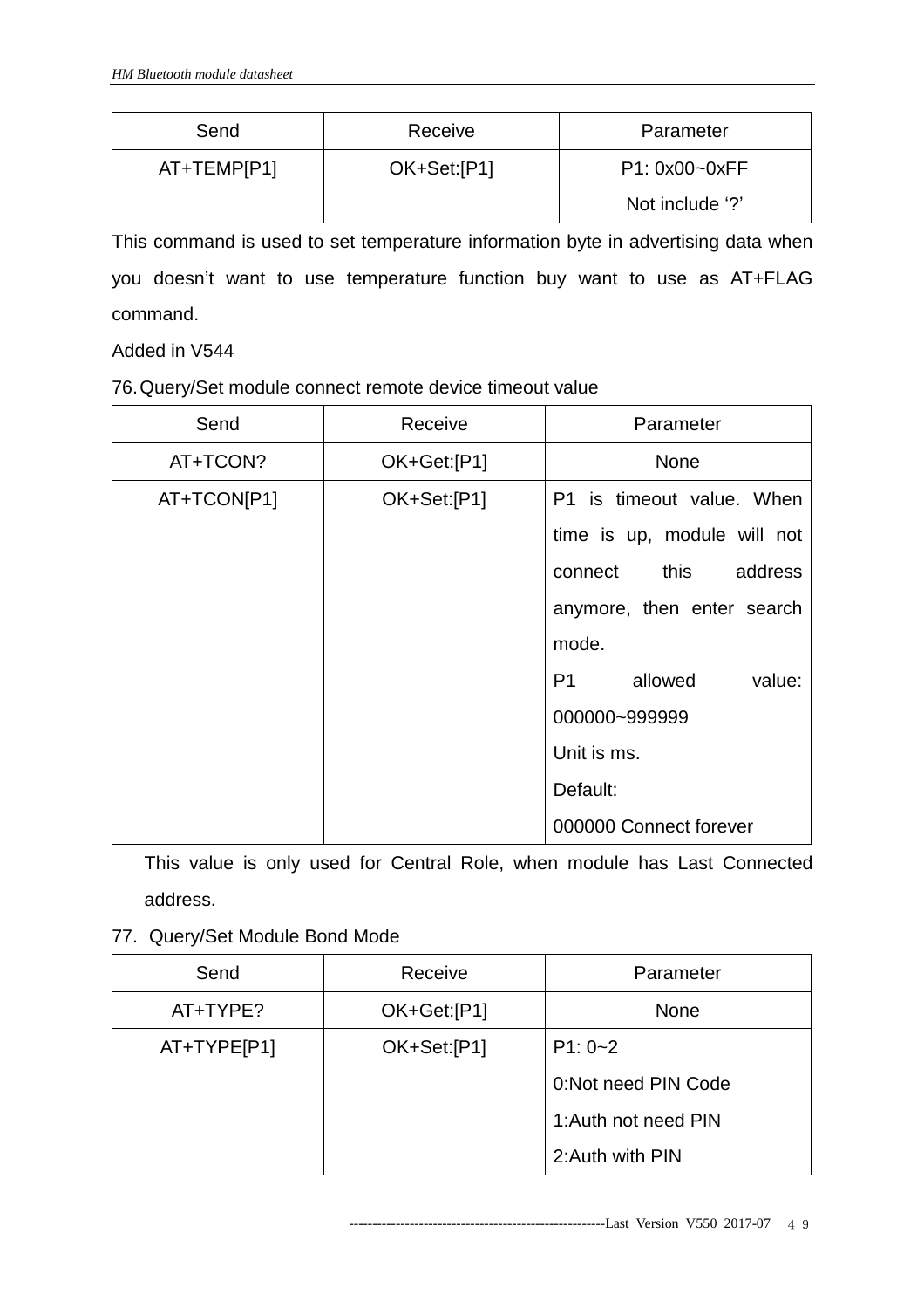| Send | Receive | Parameter |
|---|---|---|
| AT+TEMP[P1] | OK+Set:[P1] | P1: 0x00~0xFF<br>Not include '?' |

This command is used to set temperature information byte in advertising data when you doesn't want to use temperature function buy want to use as AT+FLAG command.

Added in V544

76. Query/Set module connect remote device timeout value

| Send | Receive | Parameter |
|---|---|---|
| AT+TCON? | OK+Get:[P1] | None |
| AT+TCON[P1] | OK+Set:[P1] | P1 is timeout value. When time is up, module will not connect this address anymore, then enter search mode.<br>P1 allowed value: 000000~999999<br>Unit is ms.<br>Default:<br>000000 Connect forever |

This value is only used for Central Role, when module has Last Connected address.

77. Query/Set Module Bond Mode

| Send | Receive | Parameter |
|---|---|---|
| AT+TYPE? | OK+Get:[P1] | None |
| AT+TYPE[P1] | OK+Set:[P1] | P1: 0~2<br>0:Not need PIN Code<br>1:Auth not need PIN<br>2:Auth with PIN |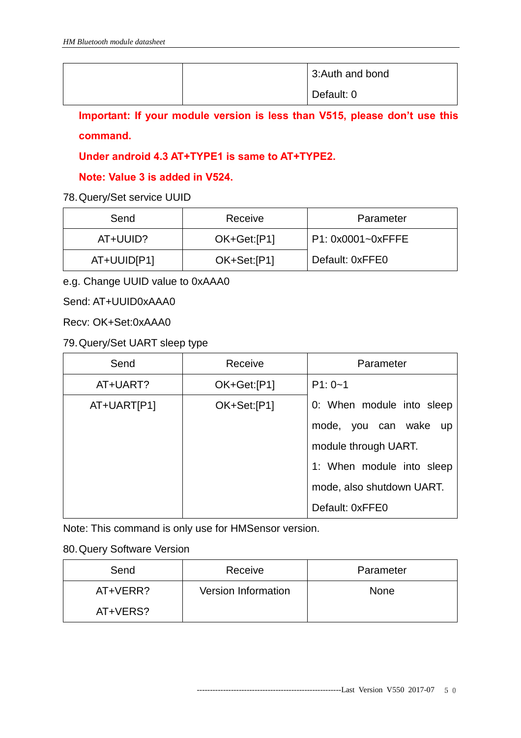|  |  | 3:Auth and bond<br>Default: 0 |
|---|---|---|

**Important: If your module version is less than V515, please don't use this command.**

**Under android 4.3 AT+TYPE1 is same to AT+TYPE2.**

**Note: Value 3 is added in V524.**

78. Query/Set service UUID

| Send | Receive | Parameter |
|---|---|---|
| AT+UUID? | OK+Get:[P1] | P1: 0x0001~0xFFFE |
| AT+UUID[P1] | OK+Set:[P1] | Default: 0xFFE0 |

e.g. Change UUID value to 0xAAA0

Send: AT+UUID0xAAA0

Recv: OK+Set:0xAAA0

79. Query/Set UART sleep type

| Send | Receive | Parameter |
|---|---|---|
| AT+UART? | OK+Get:[P1] | P1: 0~1 |
| AT+UART[P1] | OK+Set:[P1] | 0: When module into sleep mode, you can wake up module through UART.<br>1: When module into sleep mode, also shutdown UART.<br>Default: 0xFFE0 |

Note: This command is only use for HMSensor version.

80. Query Software Version

| Send | Receive | Parameter |
|---|---|---|
| AT+VERR?<br>AT+VERS? | Version Information | None |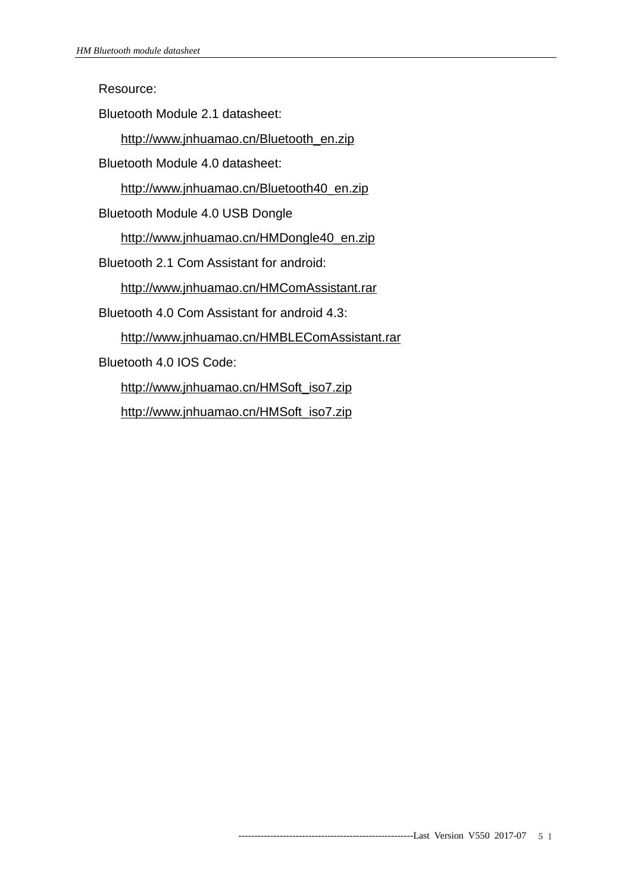Resource:

Bluetooth Module 2.1 datasheet:

http://www.jnhuamao.cn/Bluetooth_en.zip

Bluetooth Module 4.0 datasheet:

http://www.jnhuamao.cn/Bluetooth40_en.zip

Bluetooth Module 4.0 USB Dongle

http://www.jnhuamao.cn/HMDongle40_en.zip

Bluetooth 2.1 Com Assistant for android:

http://www.jnhuamao.cn/HMComAssistant.rar

Bluetooth 4.0 Com Assistant for android 4.3:

http://www.jnhuamao.cn/HMBLEComAssistant.rar

Bluetooth 4.0 IOS Code:

http://www.jnhuamao.cn/HMSoft_iso7.zip

http://www.jnhuamao.cn/HMSoft_iso7.zip

--------------------------------------------------------Last Version V550 2017-07